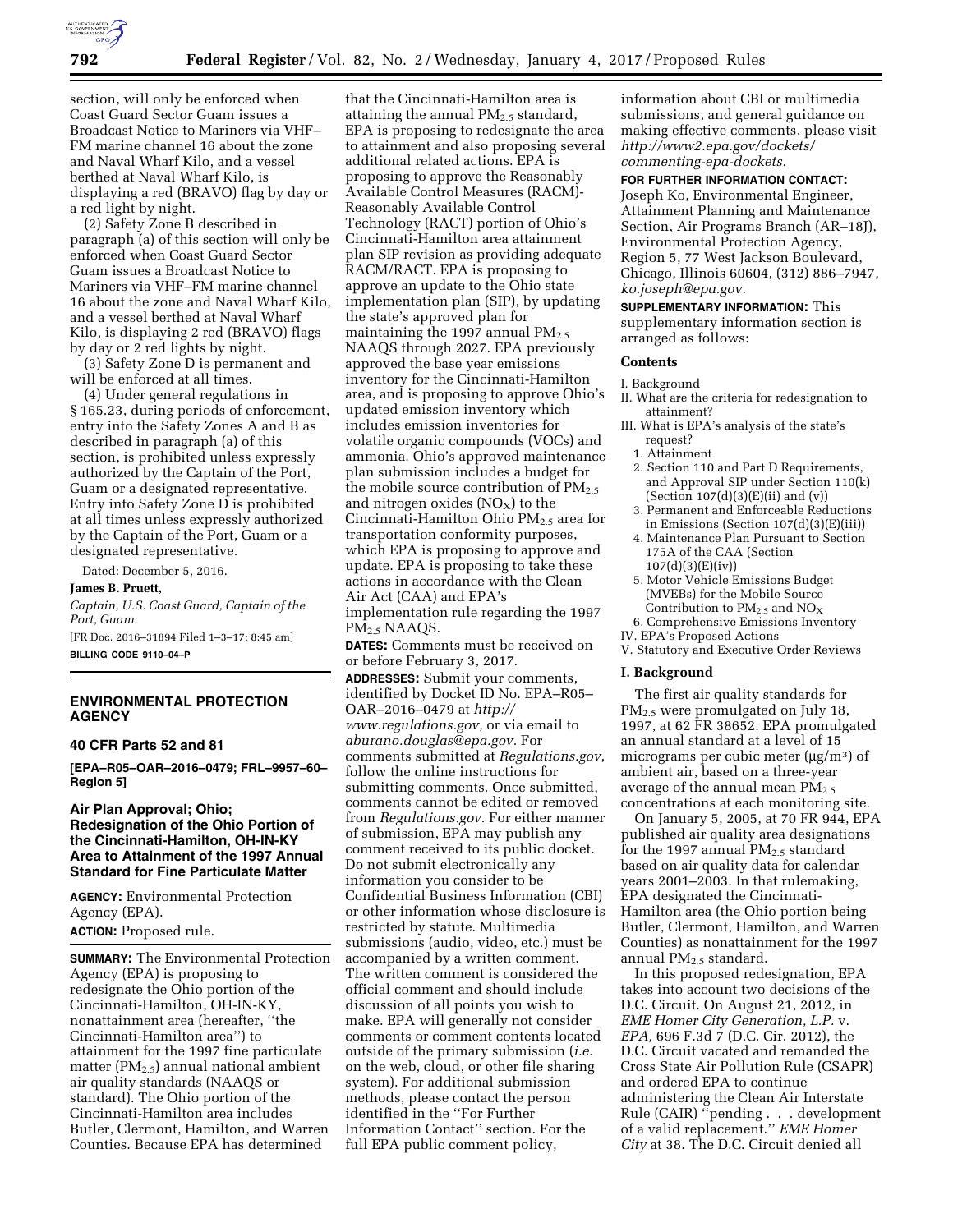section, will only be enforced when Coast Guard Sector Guam issues a Broadcast Notice to Mariners via VHF–FM marine channel 16 about the zone and Naval Wharf Kilo, and a vessel berthed at Naval Wharf Kilo, is displaying a red (BRAVO) flag by day or a red light by night.

(2) Safety Zone B described in paragraph (a) of this section will only be enforced when Coast Guard Sector Guam issues a Broadcast Notice to Mariners via VHF–FM marine channel 16 about the zone and Naval Wharf Kilo, and a vessel berthed at Naval Wharf Kilo, is displaying 2 red (BRAVO) flags by day or 2 red lights by night.

(3) Safety Zone D is permanent and will be enforced at all times.

(4) Under general regulations in § 165.23, during periods of enforcement, entry into the Safety Zones A and B as described in paragraph (a) of this section, is prohibited unless expressly authorized by the Captain of the Port, Guam or a designated representative. Entry into Safety Zone D is prohibited at all times unless expressly authorized by the Captain of the Port, Guam or a designated representative.

Dated: December 5, 2016.

**James B. Pruett,**

*Captain, U.S. Coast Guard, Captain of the Port, Guam.*

[FR Doc. 2016–31894 Filed 1–3–17; 8:45 am]

**BILLING CODE 9110–04–P**

---

## ENVIRONMENTAL PROTECTION AGENCY

### 40 CFR Parts 52 and 81

**[EPA–R05–OAR–2016–0479; FRL–9957–60–Region 5]**

### Air Plan Approval; Ohio; Redesignation of the Ohio Portion of the Cincinnati-Hamilton, OH-IN-KY Area to Attainment of the 1997 Annual Standard for Fine Particulate Matter

**AGENCY:** Environmental Protection Agency (EPA).

**ACTION:** Proposed rule.

**SUMMARY:** The Environmental Protection Agency (EPA) is proposing to redesignate the Ohio portion of the Cincinnati-Hamilton, OH-IN-KY, nonattainment area (hereafter, ''the Cincinnati-Hamilton area'') to attainment for the 1997 fine particulate matter ($PM_{2.5}$) annual national ambient air quality standards (NAAQS or standard). The Ohio portion of the Cincinnati-Hamilton area includes Butler, Clermont, Hamilton, and Warren Counties. Because EPA has determined that the Cincinnati-Hamilton area is attaining the annual $PM_{2.5}$ standard, EPA is proposing to redesignate the area to attainment and also proposing several additional related actions. EPA is proposing to approve the Reasonably Available Control Measures (RACM)-Reasonably Available Control Technology (RACT) portion of Ohio's Cincinnati-Hamilton area attainment plan SIP revision as providing adequate RACM/RACT. EPA is proposing to approve an update to the Ohio state implementation plan (SIP), by updating the state's approved plan for maintaining the 1997 annual $PM_{2.5}$ NAAQS through 2027. EPA previously approved the base year emissions inventory for the Cincinnati-Hamilton area, and is proposing to approve Ohio's updated emission inventory which includes emission inventories for volatile organic compounds (VOCs) and ammonia. Ohio's approved maintenance plan submission includes a budget for the mobile source contribution of $PM_{2.5}$ and nitrogen oxides ($NO_X$) to the Cincinnati-Hamilton Ohio $PM_{2.5}$ area for transportation conformity purposes, which EPA is proposing to approve and update. EPA is proposing to take these actions in accordance with the Clean Air Act (CAA) and EPA's implementation rule regarding the 1997 $PM_{2.5}$ NAAQS.

**DATES:** Comments must be received on or before February 3, 2017.

**ADDRESSES:** Submit your comments, identified by Docket ID No. EPA–R05–OAR–2016–0479 at *http://www.regulations.gov,* or via email to *aburano.douglas@epa.gov.* For comments submitted at *Regulations.gov*, follow the online instructions for submitting comments. Once submitted, comments cannot be edited or removed from *Regulations.gov*. For either manner of submission, EPA may publish any comment received to its public docket. Do not submit electronically any information you consider to be Confidential Business Information (CBI) or other information whose disclosure is restricted by statute. Multimedia submissions (audio, video, etc.) must be accompanied by a written comment. The written comment is considered the official comment and should include discussion of all points you wish to make. EPA will generally not consider comments or comment contents located outside of the primary submission (*i.e.* on the web, cloud, or other file sharing system). For additional submission methods, please contact the person identified in the ''For Further Information Contact'' section. For the full EPA public comment policy, information about CBI or multimedia submissions, and general guidance on making effective comments, please visit *http://www2.epa.gov/dockets/commenting-epa-dockets.*

**FOR FURTHER INFORMATION CONTACT:** Joseph Ko, Environmental Engineer, Attainment Planning and Maintenance Section, Air Programs Branch (AR–18J), Environmental Protection Agency, Region 5, 77 West Jackson Boulevard, Chicago, Illinois 60604, (312) 886–7947, *ko.joseph@epa.gov.*

**SUPPLEMENTARY INFORMATION:** This supplementary information section is arranged as follows:

**Contents**

I. Background
II. What are the criteria for redesignation to attainment?
III. What is EPA's analysis of the state's request?
  1. Attainment
  2. Section 110 and Part D Requirements, and Approval SIP under Section 110(k) (Section 107(d)(3)(E)(ii) and (v))
  3. Permanent and Enforceable Reductions in Emissions (Section 107(d)(3)(E)(iii))
  4. Maintenance Plan Pursuant to Section 175A of the CAA (Section 107(d)(3)(E)(iv))
  5. Motor Vehicle Emissions Budget (MVEBs) for the Mobile Source Contribution to $PM_{2.5}$ and $NO_X$
  6. Comprehensive Emissions Inventory
IV. EPA's Proposed Actions
V. Statutory and Executive Order Reviews

#### I. Background

The first air quality standards for $PM_{2.5}$ were promulgated on July 18, 1997, at 62 FR 38652. EPA promulgated an annual standard at a level of 15 micrograms per cubic meter (μg/m$^3$) of ambient air, based on a three-year average of the annual mean $PM_{2.5}$ concentrations at each monitoring site.

On January 5, 2005, at 70 FR 944, EPA published air quality area designations for the 1997 annual $PM_{2.5}$ standard based on air quality data for calendar years 2001–2003. In that rulemaking, EPA designated the Cincinnati-Hamilton area (the Ohio portion being Butler, Clermont, Hamilton, and Warren Counties) as nonattainment for the 1997 annual $PM_{2.5}$ standard.

In this proposed redesignation, EPA takes into account two decisions of the D.C. Circuit. On August 21, 2012, in *EME Homer City Generation, L.P.* v. *EPA,* 696 F.3d 7 (D.C. Cir. 2012), the D.C. Circuit vacated and remanded the Cross State Air Pollution Rule (CSAPR) and ordered EPA to continue administering the Clean Air Interstate Rule (CAIR) ''pending . . . development of a valid replacement.'' *EME Homer City* at 38. The D.C. Circuit denied all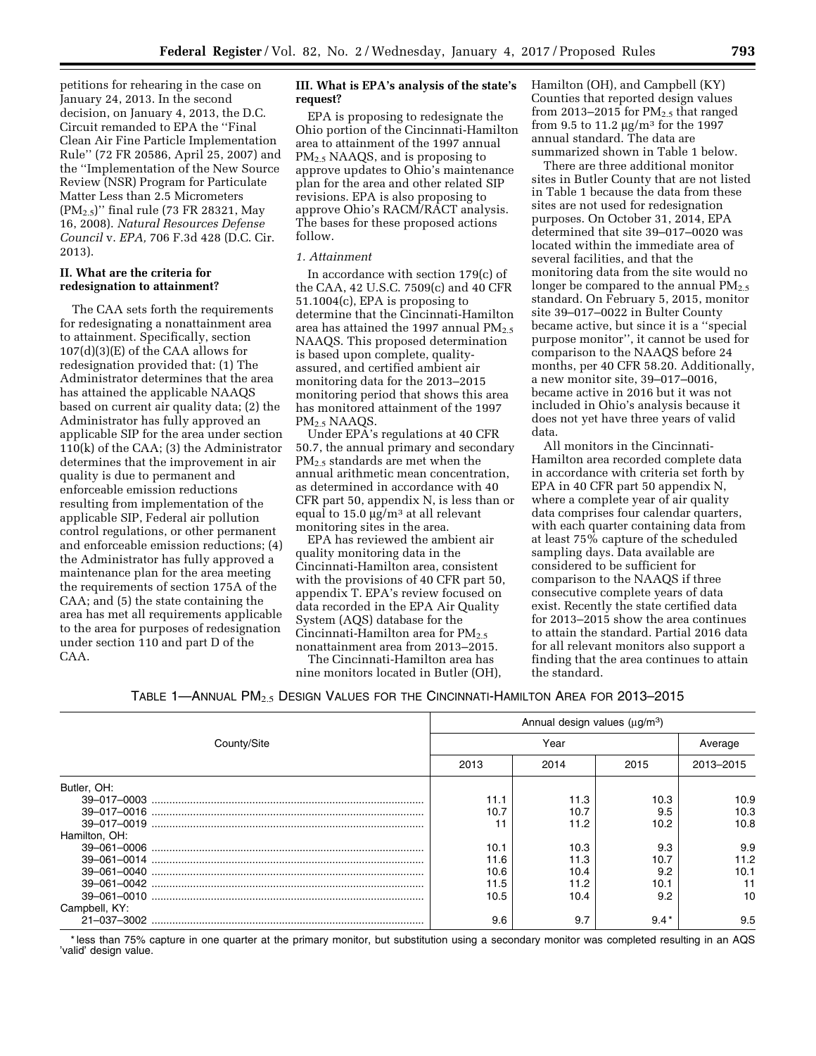petitions for rehearing in the case on January 24, 2013. In the second decision, on January 4, 2013, the D.C. Circuit remanded to EPA the ''Final Clean Air Fine Particle Implementation Rule'' (72 FR 20586, April 25, 2007) and the ''Implementation of the New Source Review (NSR) Program for Particulate Matter Less than 2.5 Micrometers ($PM_{2.5}$)'' final rule (73 FR 28321, May 16, 2008). *Natural Resources Defense Council* v. *EPA,* 706 F.3d 428 (D.C. Cir. 2013).

## II. What are the criteria for redesignation to attainment?

The CAA sets forth the requirements for redesignating a nonattainment area to attainment. Specifically, section 107(d)(3)(E) of the CAA allows for redesignation provided that: (1) The Administrator determines that the area has attained the applicable NAAQS based on current air quality data; (2) the Administrator has fully approved an applicable SIP for the area under section 110(k) of the CAA; (3) the Administrator determines that the improvement in air quality is due to permanent and enforceable emission reductions resulting from implementation of the applicable SIP, Federal air pollution control regulations, or other permanent and enforceable emission reductions; (4) the Administrator has fully approved a maintenance plan for the area meeting the requirements of section 175A of the CAA; and (5) the state containing the area has met all requirements applicable to the area for purposes of redesignation under section 110 and part D of the CAA.

## III. What is EPA's analysis of the state's request?

EPA is proposing to redesignate the Ohio portion of the Cincinnati-Hamilton area to attainment of the 1997 annual $PM_{2.5}$ NAAQS, and is proposing to approve updates to Ohio's maintenance plan for the area and other related SIP revisions. EPA is also proposing to approve Ohio's RACM/RACT analysis. The bases for these proposed actions follow.

### *1. Attainment*

In accordance with section 179(c) of the CAA, 42 U.S.C. 7509(c) and 40 CFR 51.1004(c), EPA is proposing to determine that the Cincinnati-Hamilton area has attained the 1997 annual $PM_{2.5}$ NAAQS. This proposed determination is based upon complete, quality-assured, and certified ambient air monitoring data for the 2013–2015 monitoring period that shows this area has monitored attainment of the 1997 $PM_{2.5}$ NAAQS.

Under EPA's regulations at 40 CFR 50.7, the annual primary and secondary $PM_{2.5}$ standards are met when the annual arithmetic mean concentration, as determined in accordance with 40 CFR part 50, appendix N, is less than or equal to 15.0 $\mu g/m^3$ at all relevant monitoring sites in the area.

EPA has reviewed the ambient air quality monitoring data in the Cincinnati-Hamilton area, consistent with the provisions of 40 CFR part 50, appendix T. EPA's review focused on data recorded in the EPA Air Quality System (AQS) database for the Cincinnati-Hamilton area for $PM_{2.5}$ nonattainment area from 2013–2015.

The Cincinnati-Hamilton area has nine monitors located in Butler (OH), Hamilton (OH), and Campbell (KY) Counties that reported design values from 2013–2015 for $PM_{2.5}$ that ranged from 9.5 to 11.2 $\mu g/m^3$ for the 1997 annual standard. The data are summarized shown in Table 1 below.

There are three additional monitor sites in Butler County that are not listed in Table 1 because the data from these sites are not used for redesignation purposes. On October 31, 2014, EPA determined that site 39–017–0020 was located within the immediate area of several facilities, and that the monitoring data from the site would no longer be compared to the annual $PM_{2.5}$ standard. On February 5, 2015, monitor site 39–017–0022 in Bulter County became active, but since it is a ''special purpose monitor'', it cannot be used for comparison to the NAAQS before 24 months, per 40 CFR 58.20. Additionally, a new monitor site, 39–017–0016, became active in 2016 but it was not included in Ohio's analysis because it does not yet have three years of valid data.

All monitors in the Cincinnati-Hamilton area recorded complete data in accordance with criteria set forth by EPA in 40 CFR part 50 appendix N, where a complete year of air quality data comprises four calendar quarters, with each quarter containing data from at least 75% capture of the scheduled sampling days. Data available are considered to be sufficient for comparison to the NAAQS if three consecutive complete years of data exist. Recently the state certified data for 2013–2015 show the area continues to attain the standard. Partial 2016 data for all relevant monitors also support a finding that the area continues to attain the standard.

TABLE 1—ANNUAL $PM_{2.5}$ DESIGN VALUES FOR THE CINCINNATI-HAMILTON AREA FOR 2013–2015

| County/Site | Annual design values ($\mu g/m^3$) | | | |
|---|---|---|---|---|
| | Year | | | Average |
| | 2013 | 2014 | 2015 | 2013–2015 |
| Butler, OH: | | | | |
| 39–017–0003 | 11.1 | 11.3 | 10.3 | 10.9 |
| 39–017–0016 | 10.7 | 10.7 | 9.5 | 10.3 |
| 39–017–0019 | 11 | 11.2 | 10.2 | 10.8 |
| Hamilton, OH: | | | | |
| 39–061–0006 | 10.1 | 10.3 | 9.3 | 9.9 |
| 39–061–0014 | 11.6 | 11.3 | 10.7 | 11.2 |
| 39–061–0040 | 10.6 | 10.4 | 9.2 | 10.1 |
| 39–061–0042 | 11.5 | 11.2 | 10.1 | 11 |
| 39–061–0010 | 10.5 | 10.4 | 9.2 | 10 |
| Campbell, KY: | | | | |
| 21–037–3002 | 9.6 | 9.7 | 9.4 * | 9.5 |

\* less than 75% capture in one quarter at the primary monitor, but substitution using a secondary monitor was completed resulting in an AQS 'valid' design value.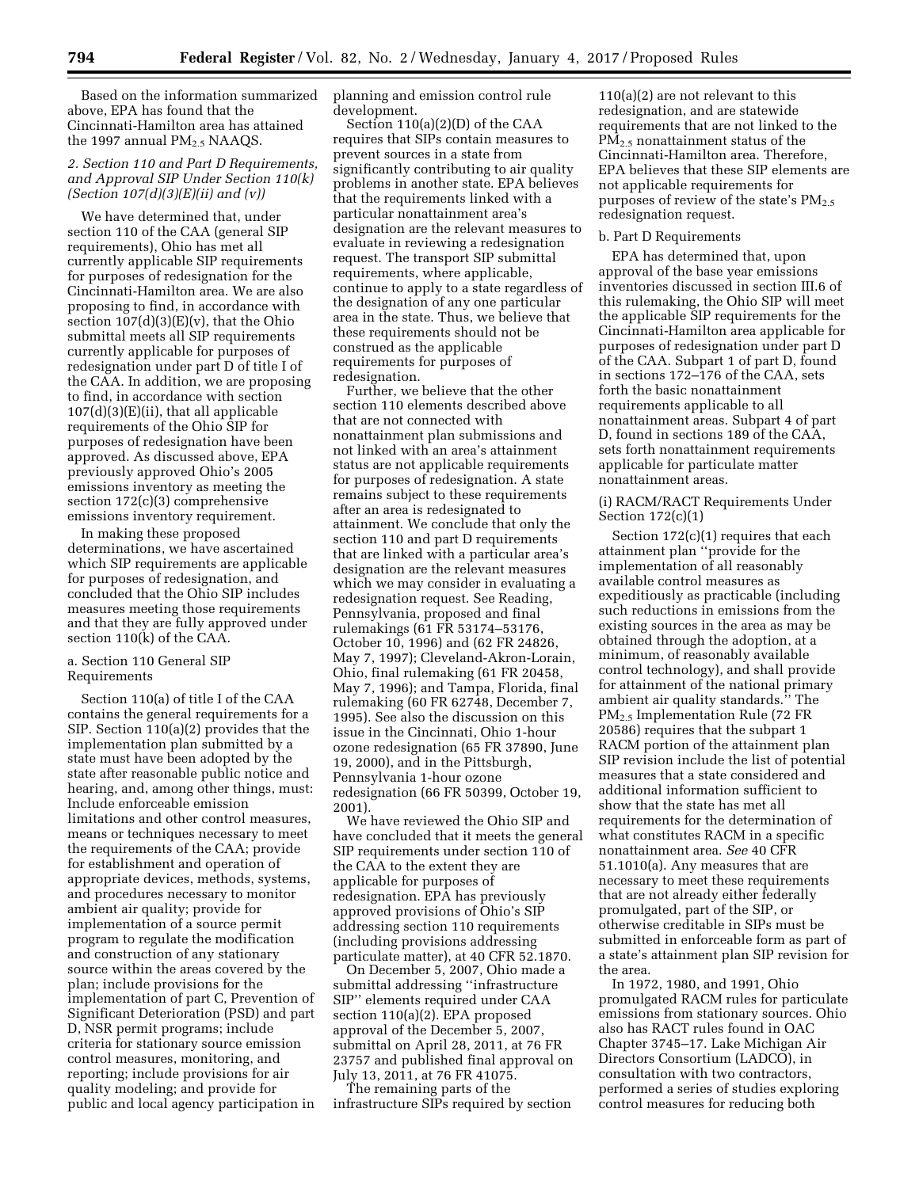Based on the information summarized above, EPA has found that the Cincinnati-Hamilton area has attained the 1997 annual $PM_{2.5}$ NAAQS.

### *2. Section 110 and Part D Requirements, and Approval SIP Under Section 110(k) (Section 107(d)(3)(E)(ii) and (v))*

We have determined that, under section 110 of the CAA (general SIP requirements), Ohio has met all currently applicable SIP requirements for purposes of redesignation for the Cincinnati-Hamilton area. We are also proposing to find, in accordance with section 107(d)(3)(E)(v), that the Ohio submittal meets all SIP requirements currently applicable for purposes of redesignation under part D of title I of the CAA. In addition, we are proposing to find, in accordance with section 107(d)(3)(E)(ii), that all applicable requirements of the Ohio SIP for purposes of redesignation have been approved. As discussed above, EPA previously approved Ohio's 2005 emissions inventory as meeting the section 172(c)(3) comprehensive emissions inventory requirement.

In making these proposed determinations, we have ascertained which SIP requirements are applicable for purposes of redesignation, and concluded that the Ohio SIP includes measures meeting those requirements and that they are fully approved under section 110(k) of the CAA.

#### a. Section 110 General SIP Requirements

Section 110(a) of title I of the CAA contains the general requirements for a SIP. Section 110(a)(2) provides that the implementation plan submitted by a state must have been adopted by the state after reasonable public notice and hearing, and, among other things, must: Include enforceable emission limitations and other control measures, means or techniques necessary to meet the requirements of the CAA; provide for establishment and operation of appropriate devices, methods, systems, and procedures necessary to monitor ambient air quality; provide for implementation of a source permit program to regulate the modification and construction of any stationary source within the areas covered by the plan; include provisions for the implementation of part C, Prevention of Significant Deterioration (PSD) and part D, NSR permit programs; include criteria for stationary source emission control measures, monitoring, and reporting; include provisions for air quality modeling; and provide for public and local agency participation in planning and emission control rule development.

Section 110(a)(2)(D) of the CAA requires that SIPs contain measures to prevent sources in a state from significantly contributing to air quality problems in another state. EPA believes that the requirements linked with a particular nonattainment area's designation are the relevant measures to evaluate in reviewing a redesignation request. The transport SIP submittal requirements, where applicable, continue to apply to a state regardless of the designation of any one particular area in the state. Thus, we believe that these requirements should not be construed as the applicable requirements for purposes of redesignation.

Further, we believe that the other section 110 elements described above that are not connected with nonattainment plan submissions and not linked with an area's attainment status are not applicable requirements for purposes of redesignation. A state remains subject to these requirements after an area is redesignated to attainment. We conclude that only the section 110 and part D requirements that are linked with a particular area's designation are the relevant measures which we may consider in evaluating a redesignation request. See Reading, Pennsylvania, proposed and final rulemakings (61 FR 53174–53176, October 10, 1996) and (62 FR 24826, May 7, 1997); Cleveland-Akron-Lorain, Ohio, final rulemaking (61 FR 20458, May 7, 1996); and Tampa, Florida, final rulemaking (60 FR 62748, December 7, 1995). See also the discussion on this issue in the Cincinnati, Ohio 1-hour ozone redesignation (65 FR 37890, June 19, 2000), and in the Pittsburgh, Pennsylvania 1-hour ozone redesignation (66 FR 50399, October 19, 2001).

We have reviewed the Ohio SIP and have concluded that it meets the general SIP requirements under section 110 of the CAA to the extent they are applicable for purposes of redesignation. EPA has previously approved provisions of Ohio's SIP addressing section 110 requirements (including provisions addressing particulate matter), at 40 CFR 52.1870.

On December 5, 2007, Ohio made a submittal addressing "infrastructure SIP" elements required under CAA section 110(a)(2). EPA proposed approval of the December 5, 2007, submittal on April 28, 2011, at 76 FR 23757 and published final approval on July 13, 2011, at 76 FR 41075.

The remaining parts of the infrastructure SIPs required by section 110(a)(2) are not relevant to this redesignation, and are statewide requirements that are not linked to the $PM_{2.5}$ nonattainment status of the Cincinnati-Hamilton area. Therefore, EPA believes that these SIP elements are not applicable requirements for purposes of review of the state's $PM_{2.5}$ redesignation request.

#### b. Part D Requirements

EPA has determined that, upon approval of the base year emissions inventories discussed in section III.6 of this rulemaking, the Ohio SIP will meet the applicable SIP requirements for the Cincinnati-Hamilton area applicable for purposes of redesignation under part D of the CAA. Subpart 1 of part D, found in sections 172–176 of the CAA, sets forth the basic nonattainment requirements applicable to all nonattainment areas. Subpart 4 of part D, found in sections 189 of the CAA, sets forth nonattainment requirements applicable for particulate matter nonattainment areas.

##### (i) RACM/RACT Requirements Under Section 172(c)(1)

Section 172(c)(1) requires that each attainment plan "provide for the implementation of all reasonably available control measures as expeditiously as practicable (including such reductions in emissions from the existing sources in the area as may be obtained through the adoption, at a minimum, of reasonably available control technology), and shall provide for attainment of the national primary ambient air quality standards." The $PM_{2.5}$ Implementation Rule (72 FR 20586) requires that the subpart 1 RACM portion of the attainment plan SIP revision include the list of potential measures that a state considered and additional information sufficient to show that the state has met all requirements for the determination of what constitutes RACM in a specific nonattainment area. *See* 40 CFR 51.1010(a). Any measures that are necessary to meet these requirements that are not already either federally promulgated, part of the SIP, or otherwise creditable in SIPs must be submitted in enforceable form as part of a state's attainment plan SIP revision for the area.

In 1972, 1980, and 1991, Ohio promulgated RACM rules for particulate emissions from stationary sources. Ohio also has RACT rules found in OAC Chapter 3745–17. Lake Michigan Air Directors Consortium (LADCO), in consultation with two contractors, performed a series of studies exploring control measures for reducing both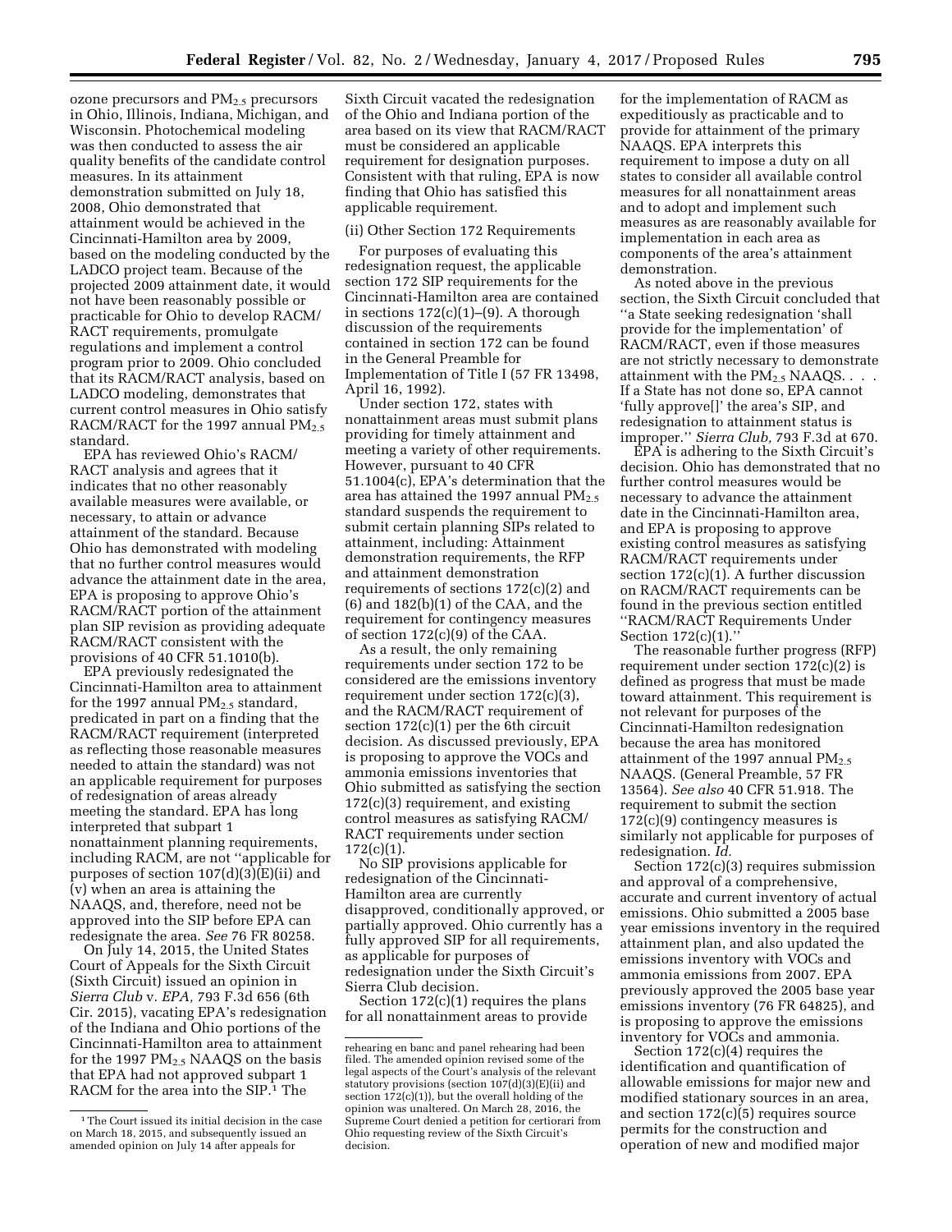ozone precursors and $PM_{2.5}$ precursors in Ohio, Illinois, Indiana, Michigan, and Wisconsin. Photochemical modeling was then conducted to assess the air quality benefits of the candidate control measures. In its attainment demonstration submitted on July 18, 2008, Ohio demonstrated that attainment would be achieved in the Cincinnati-Hamilton area by 2009, based on the modeling conducted by the LADCO project team. Because of the projected 2009 attainment date, it would not have been reasonably possible or practicable for Ohio to develop RACM/RACT requirements, promulgate regulations and implement a control program prior to 2009. Ohio concluded that its RACM/RACT analysis, based on LADCO modeling, demonstrates that current control measures in Ohio satisfy RACM/RACT for the 1997 annual $PM_{2.5}$ standard.

EPA has reviewed Ohio's RACM/RACT analysis and agrees that it indicates that no other reasonably available measures were available, or necessary, to attain or advance attainment of the standard. Because Ohio has demonstrated with modeling that no further control measures would advance the attainment date in the area, EPA is proposing to approve Ohio's RACM/RACT portion of the attainment plan SIP revision as providing adequate RACM/RACT consistent with the provisions of 40 CFR 51.1010(b).

EPA previously redesignated the Cincinnati-Hamilton area to attainment for the 1997 annual $PM_{2.5}$ standard, predicated in part on a finding that the RACM/RACT requirement (interpreted as reflecting those reasonable measures needed to attain the standard) was not an applicable requirement for purposes of redesignation of areas already meeting the standard. EPA has long interpreted that subpart 1 nonattainment planning requirements, including RACM, are not "applicable for purposes of section 107(d)(3)(E)(ii) and (v) when an area is attaining the NAAQS, and, therefore, need not be approved into the SIP before EPA can redesignate the area. *See* 76 FR 80258.

On July 14, 2015, the United States Court of Appeals for the Sixth Circuit (Sixth Circuit) issued an opinion in *Sierra Club* v. *EPA,* 793 F.3d 656 (6th Cir. 2015), vacating EPA's redesignation of the Indiana and Ohio portions of the Cincinnati-Hamilton area to attainment for the 1997 $PM_{2.5}$ NAAQS on the basis that EPA had not approved subpart 1 RACM for the area into the SIP.[1] The Sixth Circuit vacated the redesignation of the Ohio and Indiana portion of the area based on its view that RACM/RACT must be considered an applicable requirement for designation purposes. Consistent with that ruling, EPA is now finding that Ohio has satisfied this applicable requirement.

(ii) Other Section 172 Requirements

For purposes of evaluating this redesignation request, the applicable section 172 SIP requirements for the Cincinnati-Hamilton area are contained in sections 172(c)(1)–(9). A thorough discussion of the requirements contained in section 172 can be found in the General Preamble for Implementation of Title I (57 FR 13498, April 16, 1992).

Under section 172, states with nonattainment areas must submit plans providing for timely attainment and meeting a variety of other requirements. However, pursuant to 40 CFR 51.1004(c), EPA's determination that the area has attained the 1997 annual $PM_{2.5}$ standard suspends the requirement to submit certain planning SIPs related to attainment, including: Attainment demonstration requirements, the RFP and attainment demonstration requirements of sections 172(c)(2) and (6) and 182(b)(1) of the CAA, and the requirement for contingency measures of section 172(c)(9) of the CAA.

As a result, the only remaining requirements under section 172 to be considered are the emissions inventory requirement under section 172(c)(3), and the RACM/RACT requirement of section 172(c)(1) per the 6th circuit decision. As discussed previously, EPA is proposing to approve the VOCs and ammonia emissions inventories that Ohio submitted as satisfying the section 172(c)(3) requirement, and existing control measures as satisfying RACM/RACT requirements under section 172(c)(1).

No SIP provisions applicable for redesignation of the Cincinnati-Hamilton area are currently disapproved, conditionally approved, or partially approved. Ohio currently has a fully approved SIP for all requirements, as applicable for purposes of redesignation under the Sixth Circuit's Sierra Club decision.

Section 172(c)(1) requires the plans for all nonattainment areas to provide for the implementation of RACM as expeditiously as practicable and to provide for attainment of the primary NAAQS. EPA interprets this requirement to impose a duty on all states to consider all available control measures for all nonattainment areas and to adopt and implement such measures as are reasonably available for implementation in each area as components of the area's attainment demonstration.

As noted above in the previous section, the Sixth Circuit concluded that "a State seeking redesignation 'shall provide for the implementation' of RACM/RACT, even if those measures are not strictly necessary to demonstrate attainment with the $PM_{2.5}$ NAAQS. . . . If a State has not done so, EPA cannot 'fully approve[]' the area's SIP, and redesignation to attainment status is improper." *Sierra Club,* 793 F.3d at 670.

EPA is adhering to the Sixth Circuit's decision. Ohio has demonstrated that no further control measures would be necessary to advance the attainment date in the Cincinnati-Hamilton area, and EPA is proposing to approve existing control measures as satisfying RACM/RACT requirements under section 172(c)(1). A further discussion on RACM/RACT requirements can be found in the previous section entitled "RACM/RACT Requirements Under Section 172(c)(1)."

The reasonable further progress (RFP) requirement under section 172(c)(2) is defined as progress that must be made toward attainment. This requirement is not relevant for purposes of the Cincinnati-Hamilton redesignation because the area has monitored attainment of the 1997 annual $PM_{2.5}$ NAAQS. (General Preamble, 57 FR 13564). *See also* 40 CFR 51.918. The requirement to submit the section 172(c)(9) contingency measures is similarly not applicable for purposes of redesignation. *Id.*

Section 172(c)(3) requires submission and approval of a comprehensive, accurate and current inventory of actual emissions. Ohio submitted a 2005 base year emissions inventory in the required attainment plan, and also updated the emissions inventory with VOCs and ammonia emissions from 2007. EPA previously approved the 2005 base year emissions inventory (76 FR 64825), and is proposing to approve the emissions inventory for VOCs and ammonia.

Section 172(c)(4) requires the identification and quantification of allowable emissions for major new and modified stationary sources in an area, and section 172(c)(5) requires source permits for the construction and operation of new and modified major

---

[1] The Court issued its initial decision in the case on March 18, 2015, and subsequently issued an amended opinion on July 14 after appeals for rehearing en banc and panel rehearing had been filed. The amended opinion revised some of the legal aspects of the Court's analysis of the relevant statutory provisions (section 107(d)(3)(E)(ii) and section 172(c)(1)), but the overall holding of the opinion was unaltered. On March 28, 2016, the Supreme Court denied a petition for certiorari from Ohio requesting review of the Sixth Circuit's decision.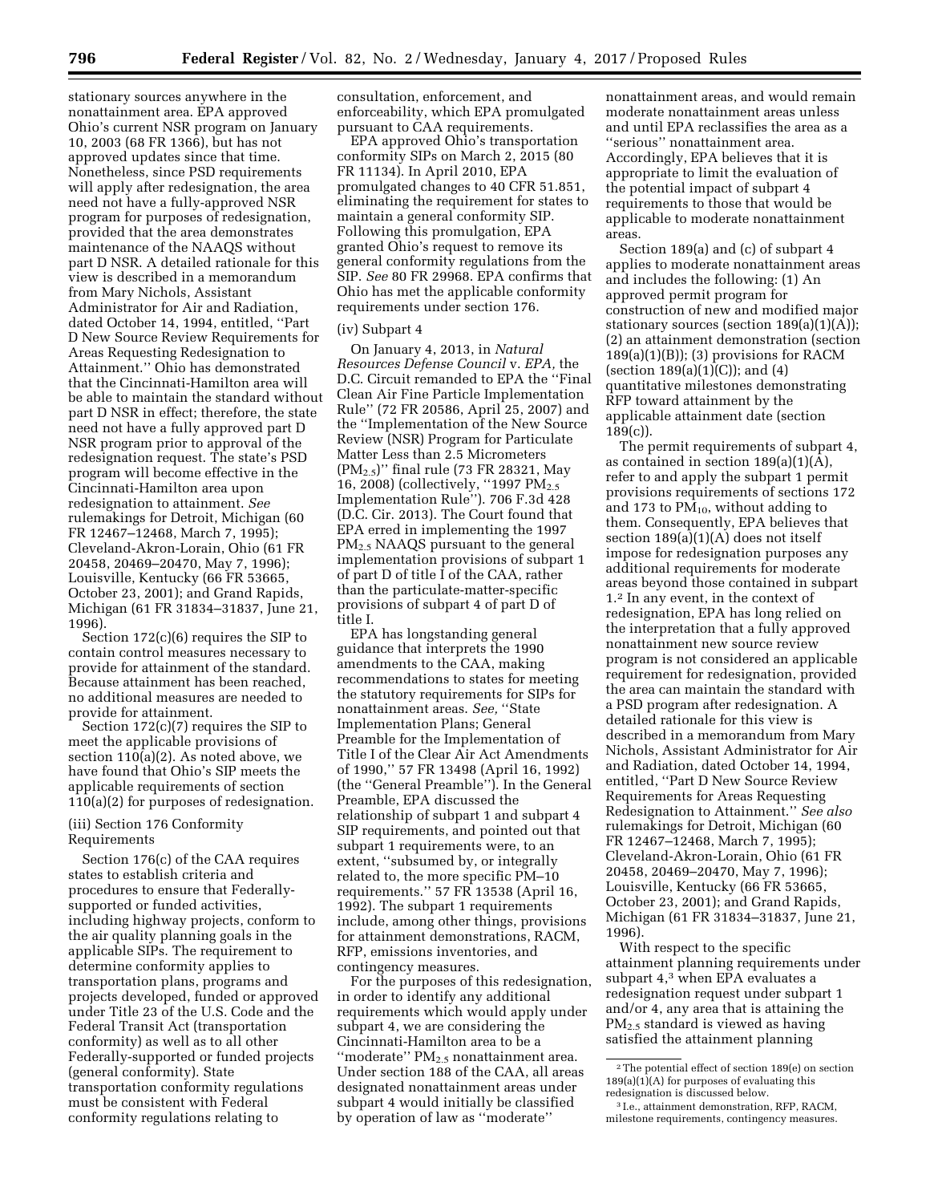stationary sources anywhere in the nonattainment area. EPA approved Ohio's current NSR program on January 10, 2003 (68 FR 1366), but has not approved updates since that time. Nonetheless, since PSD requirements will apply after redesignation, the area need not have a fully-approved NSR program for purposes of redesignation, provided that the area demonstrates maintenance of the NAAQS without part D NSR. A detailed rationale for this view is described in a memorandum from Mary Nichols, Assistant Administrator for Air and Radiation, dated October 14, 1994, entitled, ''Part D New Source Review Requirements for Areas Requesting Redesignation to Attainment.'' Ohio has demonstrated that the Cincinnati-Hamilton area will be able to maintain the standard without part D NSR in effect; therefore, the state need not have a fully approved part D NSR program prior to approval of the redesignation request. The state's PSD program will become effective in the Cincinnati-Hamilton area upon redesignation to attainment. *See* rulemakings for Detroit, Michigan (60 FR 12467–12468, March 7, 1995); Cleveland-Akron-Lorain, Ohio (61 FR 20458, 20469–20470, May 7, 1996); Louisville, Kentucky (66 FR 53665, October 23, 2001); and Grand Rapids, Michigan (61 FR 31834–31837, June 21, 1996).

Section 172(c)(6) requires the SIP to contain control measures necessary to provide for attainment of the standard. Because attainment has been reached, no additional measures are needed to provide for attainment.

Section 172(c)(7) requires the SIP to meet the applicable provisions of section 110(a)(2). As noted above, we have found that Ohio's SIP meets the applicable requirements of section 110(a)(2) for purposes of redesignation.

(iii) Section 176 Conformity Requirements

Section 176(c) of the CAA requires states to establish criteria and procedures to ensure that Federally-supported or funded activities, including highway projects, conform to the air quality planning goals in the applicable SIPs. The requirement to determine conformity applies to transportation plans, programs and projects developed, funded or approved under Title 23 of the U.S. Code and the Federal Transit Act (transportation conformity) as well as to all other Federally-supported or funded projects (general conformity). State transportation conformity regulations must be consistent with Federal conformity regulations relating to consultation, enforcement, and enforceability, which EPA promulgated pursuant to CAA requirements.

EPA approved Ohio's transportation conformity SIPs on March 2, 2015 (80 FR 11134). In April 2010, EPA promulgated changes to 40 CFR 51.851, eliminating the requirement for states to maintain a general conformity SIP. Following this promulgation, EPA granted Ohio's request to remove its general conformity regulations from the SIP. *See* 80 FR 29968. EPA confirms that Ohio has met the applicable conformity requirements under section 176.

(iv) Subpart 4

On January 4, 2013, in *Natural Resources Defense Council* v. *EPA,* the D.C. Circuit remanded to EPA the ''Final Clean Air Fine Particle Implementation Rule'' (72 FR 20586, April 25, 2007) and the ''Implementation of the New Source Review (NSR) Program for Particulate Matter Less than 2.5 Micrometers ($PM_{2.5}$)'' final rule (73 FR 28321, May 16, 2008) (collectively, ''1997 $PM_{2.5}$ Implementation Rule''). 706 F.3d 428 (D.C. Cir. 2013). The Court found that EPA erred in implementing the 1997 $PM_{2.5}$ NAAQS pursuant to the general implementation provisions of subpart 1 of part D of title I of the CAA, rather than the particulate-matter-specific provisions of subpart 4 of part D of title I.

EPA has longstanding general guidance that interprets the 1990 amendments to the CAA, making recommendations to states for meeting the statutory requirements for SIPs for nonattainment areas. *See,* ''State Implementation Plans; General Preamble for the Implementation of Title I of the Clean Air Act Amendments of 1990,'' 57 FR 13498 (April 16, 1992) (the ''General Preamble''). In the General Preamble, EPA discussed the relationship of subpart 1 and subpart 4 SIP requirements, and pointed out that subpart 1 requirements were, to an extent, ''subsumed by, or integrally related to, the more specific PM–10 requirements.'' 57 FR 13538 (April 16, 1992). The subpart 1 requirements include, among other things, provisions for attainment demonstrations, RACM, RFP, emissions inventories, and contingency measures.

For the purposes of this redesignation, in order to identify any additional requirements which would apply under subpart 4, we are considering the Cincinnati-Hamilton area to be a ''moderate'' $PM_{2.5}$ nonattainment area. Under section 188 of the CAA, all areas designated nonattainment areas under subpart 4 would initially be classified by operation of law as ''moderate'' nonattainment areas, and would remain moderate nonattainment areas unless and until EPA reclassifies the area as a ''serious'' nonattainment area. Accordingly, EPA believes that it is appropriate to limit the evaluation of the potential impact of subpart 4 requirements to those that would be applicable to moderate nonattainment areas.

Section 189(a) and (c) of subpart 4 applies to moderate nonattainment areas and includes the following: (1) An approved permit program for construction of new and modified major stationary sources (section 189(a)(1)(A)); (2) an attainment demonstration (section 189(a)(1)(B)); (3) provisions for RACM (section 189(a)(1)(C)); and (4) quantitative milestones demonstrating RFP toward attainment by the applicable attainment date (section 189(c)).

The permit requirements of subpart 4, as contained in section 189(a)(1)(A), refer to and apply the subpart 1 permit provisions requirements of sections 172 and 173 to $PM_{10}$, without adding to them. Consequently, EPA believes that section 189(a)(1)(A) does not itself impose for redesignation purposes any additional requirements for moderate areas beyond those contained in subpart 1.[2] In any event, in the context of redesignation, EPA has long relied on the interpretation that a fully approved nonattainment new source review program is not considered an applicable requirement for redesignation, provided the area can maintain the standard with a PSD program after redesignation. A detailed rationale for this view is described in a memorandum from Mary Nichols, Assistant Administrator for Air and Radiation, dated October 14, 1994, entitled, ''Part D New Source Review Requirements for Areas Requesting Redesignation to Attainment.'' *See also* rulemakings for Detroit, Michigan (60 FR 12467–12468, March 7, 1995); Cleveland-Akron-Lorain, Ohio (61 FR 20458, 20469–20470, May 7, 1996); Louisville, Kentucky (66 FR 53665, October 23, 2001); and Grand Rapids, Michigan (61 FR 31834–31837, June 21, 1996).

With respect to the specific attainment planning requirements under subpart 4,[3] when EPA evaluates a redesignation request under subpart 1 and/or 4, any area that is attaining the $PM_{2.5}$ standard is viewed as having satisfied the attainment planning

---

[2] The potential effect of section 189(e) on section 189(a)(1)(A) for purposes of evaluating this redesignation is discussed below.

[3] I.e., attainment demonstration, RFP, RACM, milestone requirements, contingency measures.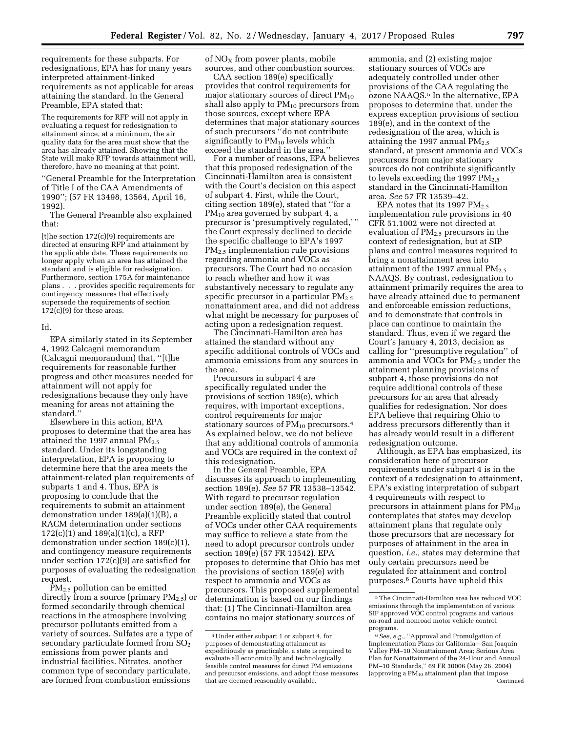requirements for these subparts. For redesignations, EPA has for many years interpreted attainment-linked requirements as not applicable for areas attaining the standard. In the General Preamble, EPA stated that:

> The requirements for RFP will not apply in evaluating a request for redesignation to attainment since, at a minimum, the air quality data for the area must show that the area has already attained. Showing that the State will make RFP towards attainment will, therefore, have no meaning at that point.

''General Preamble for the Interpretation of Title I of the CAA Amendments of 1990''; (57 FR 13498, 13564, April 16, 1992).

The General Preamble also explained that:

> [t]he section 172(c)(9) requirements are directed at ensuring RFP and attainment by the applicable date. These requirements no longer apply when an area has attained the standard and is eligible for redesignation. Furthermore, section 175A for maintenance plans . . . provides specific requirements for contingency measures that effectively supersede the requirements of section 172(c)(9) for these areas.

Id.

EPA similarly stated in its September 4, 1992 Calcagni memorandum (Calcagni memorandum) that, ''[t]he requirements for reasonable further progress and other measures needed for attainment will not apply for redesignations because they only have meaning for areas not attaining the standard.''

Elsewhere in this action, EPA proposes to determine that the area has attained the 1997 annual $PM_{2.5}$ standard. Under its longstanding interpretation, EPA is proposing to determine here that the area meets the attainment-related plan requirements of subparts 1 and 4. Thus, EPA is proposing to conclude that the requirements to submit an attainment demonstration under 189(a)(1)(B), a RACM determination under sections 172(c)(1) and 189(a)(1)(c), a RFP demonstration under section 189(c)(1), and contingency measure requirements under section 172(c)(9) are satisfied for purposes of evaluating the redesignation request.

$PM_{2.5}$ pollution can be emitted directly from a source (primary $PM_{2.5}$) or formed secondarily through chemical reactions in the atmosphere involving precursor pollutants emitted from a variety of sources. Sulfates are a type of secondary particulate formed from $SO_2$ emissions from power plants and industrial facilities. Nitrates, another common type of secondary particulate, are formed from combustion emissions of $NO_X$ from power plants, mobile sources, and other combustion sources.

CAA section 189(e) specifically provides that control requirements for major stationary sources of direct $PM_{10}$ shall also apply to $PM_{10}$ precursors from those sources, except where EPA determines that major stationary sources of such precursors ''do not contribute significantly to $PM_{10}$ levels which exceed the standard in the area.''

For a number of reasons, EPA believes that this proposed redesignation of the Cincinnati-Hamilton area is consistent with the Court's decision on this aspect of subpart 4. First, while the Court, citing section 189(e), stated that ''for a $PM_{10}$ area governed by subpart 4, a precursor is 'presumptively regulated,' '' the Court expressly declined to decide the specific challenge to EPA's 1997 $PM_{2.5}$ implementation rule provisions regarding ammonia and VOCs as precursors. The Court had no occasion to reach whether and how it was substantively necessary to regulate any specific precursor in a particular $PM_{2.5}$ nonattainment area, and did not address what might be necessary for purposes of acting upon a redesignation request.

The Cincinnati-Hamilton area has attained the standard without any specific additional controls of VOCs and ammonia emissions from any sources in the area.

Precursors in subpart 4 are specifically regulated under the provisions of section 189(e), which requires, with important exceptions, control requirements for major stationary sources of $PM_{10}$ precursors.[4] As explained below, we do not believe that any additional controls of ammonia and VOCs are required in the context of this redesignation.

In the General Preamble, EPA discusses its approach to implementing section 189(e). *See* 57 FR 13538–13542. With regard to precursor regulation under section 189(e), the General Preamble explicitly stated that control of VOCs under other CAA requirements may suffice to relieve a state from the need to adopt precursor controls under section 189(e) (57 FR 13542). EPA proposes to determine that Ohio has met the provisions of section 189(e) with respect to ammonia and VOCs as precursors. This proposed supplemental determination is based on our findings that: (1) The Cincinnati-Hamilton area contains no major stationary sources of ammonia, and (2) existing major stationary sources of VOCs are adequately controlled under other provisions of the CAA regulating the ozone NAAQS.[5] In the alternative, EPA proposes to determine that, under the express exception provisions of section 189(e), and in the context of the redesignation of the area, which is attaining the 1997 annual $PM_{2.5}$ standard, at present ammonia and VOCs precursors from major stationary sources do not contribute significantly to levels exceeding the 1997 $PM_{2.5}$ standard in the Cincinnati-Hamilton area. *See* 57 FR 13539–42.

EPA notes that its 1997 $PM_{2.5}$ implementation rule provisions in 40 CFR 51.1002 were not directed at evaluation of $PM_{2.5}$ precursors in the context of redesignation, but at SIP plans and control measures required to bring a nonattainment area into attainment of the 1997 annual $PM_{2.5}$ NAAQS. By contrast, redesignation to attainment primarily requires the area to have already attained due to permanent and enforceable emission reductions, and to demonstrate that controls in place can continue to maintain the standard. Thus, even if we regard the Court's January 4, 2013, decision as calling for ''presumptive regulation'' of ammonia and VOCs for $PM_{2.5}$ under the attainment planning provisions of subpart 4, those provisions do not require additional controls of these precursors for an area that already qualifies for redesignation. Nor does EPA believe that requiring Ohio to address precursors differently than it has already would result in a different redesignation outcome.

Although, as EPA has emphasized, its consideration here of precursor requirements under subpart 4 is in the context of a redesignation to attainment, EPA's existing interpretation of subpart 4 requirements with respect to precursors in attainment plans for $PM_{10}$ contemplates that states may develop attainment plans that regulate only those precursors that are necessary for purposes of attainment in the area in question, *i.e.,* states may determine that only certain precursors need be regulated for attainment and control purposes.[6] Courts have upheld this

---

[4] Under either subpart 1 or subpart 4, for purposes of demonstrating attainment as expeditiously as practicable, a state is required to evaluate all economically and technologically feasible control measures for direct PM emissions and precursor emissions, and adopt those measures that are deemed reasonably available.

[5] The Cincinnati-Hamilton area has reduced VOC emissions through the implementation of various SIP approved VOC control programs and various on-road and nonroad motor vehicle control programs.

[6] *See, e.g.,* ''Approval and Promulgation of Implementation Plans for California—San Joaquin Valley PM–10 Nonattainment Area; Serious Area Plan for Nonattainment of the 24-Hour and Annual PM–10 Standards,'' 69 FR 30006 (May 26, 2004) (approving a $PM_{10}$ attainment plan that impose Continued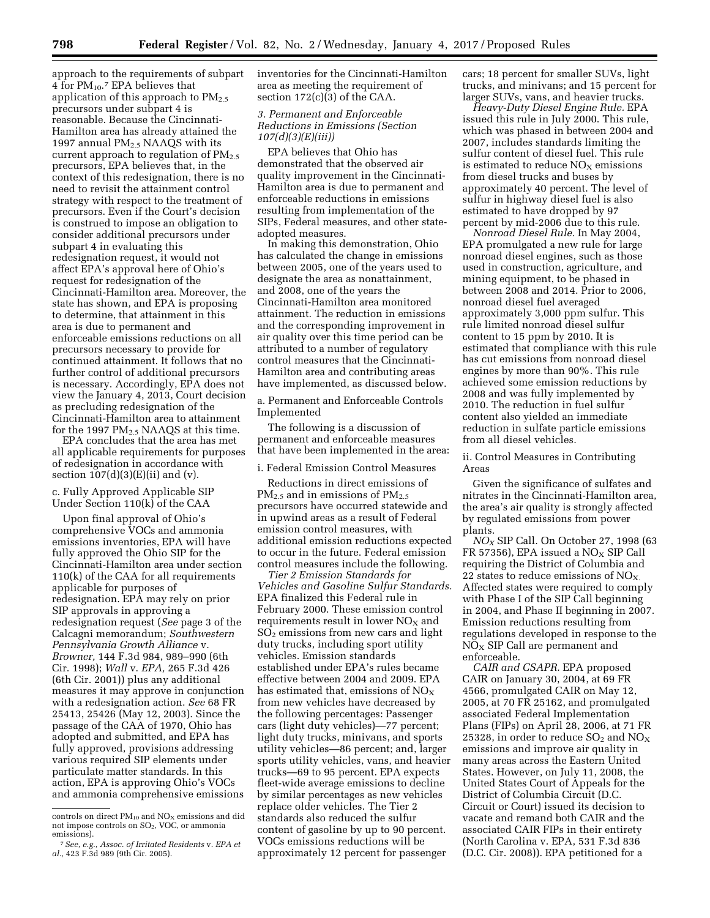approach to the requirements of subpart 4 for $PM_{10}$.[7] EPA believes that application of this approach to $PM_{2.5}$ precursors under subpart 4 is reasonable. Because the Cincinnati-Hamilton area has already attained the 1997 annual $PM_{2.5}$ NAAQS with its current approach to regulation of $PM_{2.5}$ precursors, EPA believes that, in the context of this redesignation, there is no need to revisit the attainment control strategy with respect to the treatment of precursors. Even if the Court's decision is construed to impose an obligation to consider additional precursors under subpart 4 in evaluating this redesignation request, it would not affect EPA's approval here of Ohio's request for redesignation of the Cincinnati-Hamilton area. Moreover, the state has shown, and EPA is proposing to determine, that attainment in this area is due to permanent and enforceable emissions reductions on all precursors necessary to provide for continued attainment. It follows that no further control of additional precursors is necessary. Accordingly, EPA does not view the January 4, 2013, Court decision as precluding redesignation of the Cincinnati-Hamilton area to attainment for the 1997 $PM_{2.5}$ NAAQS at this time.

EPA concludes that the area has met all applicable requirements for purposes of redesignation in accordance with section 107(d)(3)(E)(ii) and (v).

c. Fully Approved Applicable SIP Under Section 110(k) of the CAA

Upon final approval of Ohio's comprehensive VOCs and ammonia emissions inventories, EPA will have fully approved the Ohio SIP for the Cincinnati-Hamilton area under section 110(k) of the CAA for all requirements applicable for purposes of redesignation. EPA may rely on prior SIP approvals in approving a redesignation request (*See* page 3 of the Calcagni memorandum; *Southwestern Pennsylvania Growth Alliance* v. *Browner,* 144 F.3d 984, 989–990 (6th Cir. 1998); *Wall* v. *EPA,* 265 F.3d 426 (6th Cir. 2001)) plus any additional measures it may approve in conjunction with a redesignation action. *See* 68 FR 25413, 25426 (May 12, 2003). Since the passage of the CAA of 1970, Ohio has adopted and submitted, and EPA has fully approved, provisions addressing various required SIP elements under particulate matter standards. In this action, EPA is approving Ohio's VOCs and ammonia comprehensive emissions inventories for the Cincinnati-Hamilton area as meeting the requirement of section 172(c)(3) of the CAA.

*3. Permanent and Enforceable Reductions in Emissions (Section 107(d)(3)(E)(iii))*

EPA believes that Ohio has demonstrated that the observed air quality improvement in the Cincinnati-Hamilton area is due to permanent and enforceable reductions in emissions resulting from implementation of the SIPs, Federal measures, and other state-adopted measures.

In making this demonstration, Ohio has calculated the change in emissions between 2005, one of the years used to designate the area as nonattainment, and 2008, one of the years the Cincinnati-Hamilton area monitored attainment. The reduction in emissions and the corresponding improvement in air quality over this time period can be attributed to a number of regulatory control measures that the Cincinnati-Hamilton area and contributing areas have implemented, as discussed below.

a. Permanent and Enforceable Controls Implemented

The following is a discussion of permanent and enforceable measures that have been implemented in the area:

i. Federal Emission Control Measures

Reductions in direct emissions of $PM_{2.5}$ and in emissions of $PM_{2.5}$ precursors have occurred statewide and in upwind areas as a result of Federal emission control measures, with additional emission reductions expected to occur in the future. Federal emission control measures include the following.

*Tier 2 Emission Standards for Vehicles and Gasoline Sulfur Standards.* EPA finalized this Federal rule in February 2000. These emission control requirements result in lower $NO_X$ and $SO_2$ emissions from new cars and light duty trucks, including sport utility vehicles. Emission standards established under EPA's rules became effective between 2004 and 2009. EPA has estimated that, emissions of $NO_X$ from new vehicles have decreased by the following percentages: Passenger cars (light duty vehicles)—77 percent; light duty trucks, minivans, and sports utility vehicles—86 percent; and, larger sports utility vehicles, vans, and heavier trucks—69 to 95 percent. EPA expects fleet-wide average emissions to decline by similar percentages as new vehicles replace older vehicles. The Tier 2 standards also reduced the sulfur content of gasoline by up to 90 percent. VOCs emissions reductions will be approximately 12 percent for passenger cars; 18 percent for smaller SUVs, light trucks, and minivans; and 15 percent for larger SUVs, vans, and heavier trucks.

*Heavy-Duty Diesel Engine Rule.* EPA issued this rule in July 2000. This rule, which was phased in between 2004 and 2007, includes standards limiting the sulfur content of diesel fuel. This rule is estimated to reduce $NO_X$ emissions from diesel trucks and buses by approximately 40 percent. The level of sulfur in highway diesel fuel is also estimated to have dropped by 97 percent by mid-2006 due to this rule.

*Nonroad Diesel Rule.* In May 2004, EPA promulgated a new rule for large nonroad diesel engines, such as those used in construction, agriculture, and mining equipment, to be phased in between 2008 and 2014. Prior to 2006, nonroad diesel fuel averaged approximately 3,000 ppm sulfur. This rule limited nonroad diesel sulfur content to 15 ppm by 2010. It is estimated that compliance with this rule has cut emissions from nonroad diesel engines by more than 90%. This rule achieved some emission reductions by 2008 and was fully implemented by 2010. The reduction in fuel sulfur content also yielded an immediate reduction in sulfate particle emissions from all diesel vehicles.

ii. Control Measures in Contributing Areas

Given the significance of sulfates and nitrates in the Cincinnati-Hamilton area, the area's air quality is strongly affected by regulated emissions from power plants.

*$NO_X$ SIP Call.* On October 27, 1998 (63 FR 57356), EPA issued a $NO_X$ SIP Call requiring the District of Columbia and 22 states to reduce emissions of $NO_X$. Affected states were required to comply with Phase I of the SIP Call beginning in 2004, and Phase II beginning in 2007. Emission reductions resulting from regulations developed in response to the $NO_X$ SIP Call are permanent and enforceable.

*CAIR and CSAPR.* EPA proposed CAIR on January 30, 2004, at 69 FR 4566, promulgated CAIR on May 12, 2005, at 70 FR 25162, and promulgated associated Federal Implementation Plans (FIPs) on April 28, 2006, at 71 FR 25328, in order to reduce $SO_2$ and $NO_X$ emissions and improve air quality in many areas across the Eastern United States. However, on July 11, 2008, the United States Court of Appeals for the District of Columbia Circuit (D.C. Circuit or Court) issued its decision to vacate and remand both CAIR and the associated CAIR FIPs in their entirety (North Carolina v. EPA, 531 F.3d 836 (D.C. Cir. 2008)). EPA petitioned for a

---

controls on direct $PM_{10}$ and $NO_X$ emissions and did not impose controls on $SO_2$, VOC, or ammonia emissions).

[7] *See, e.g., Assoc. of Irritated Residents* v. *EPA et al.,* 423 F.3d 989 (9th Cir. 2005).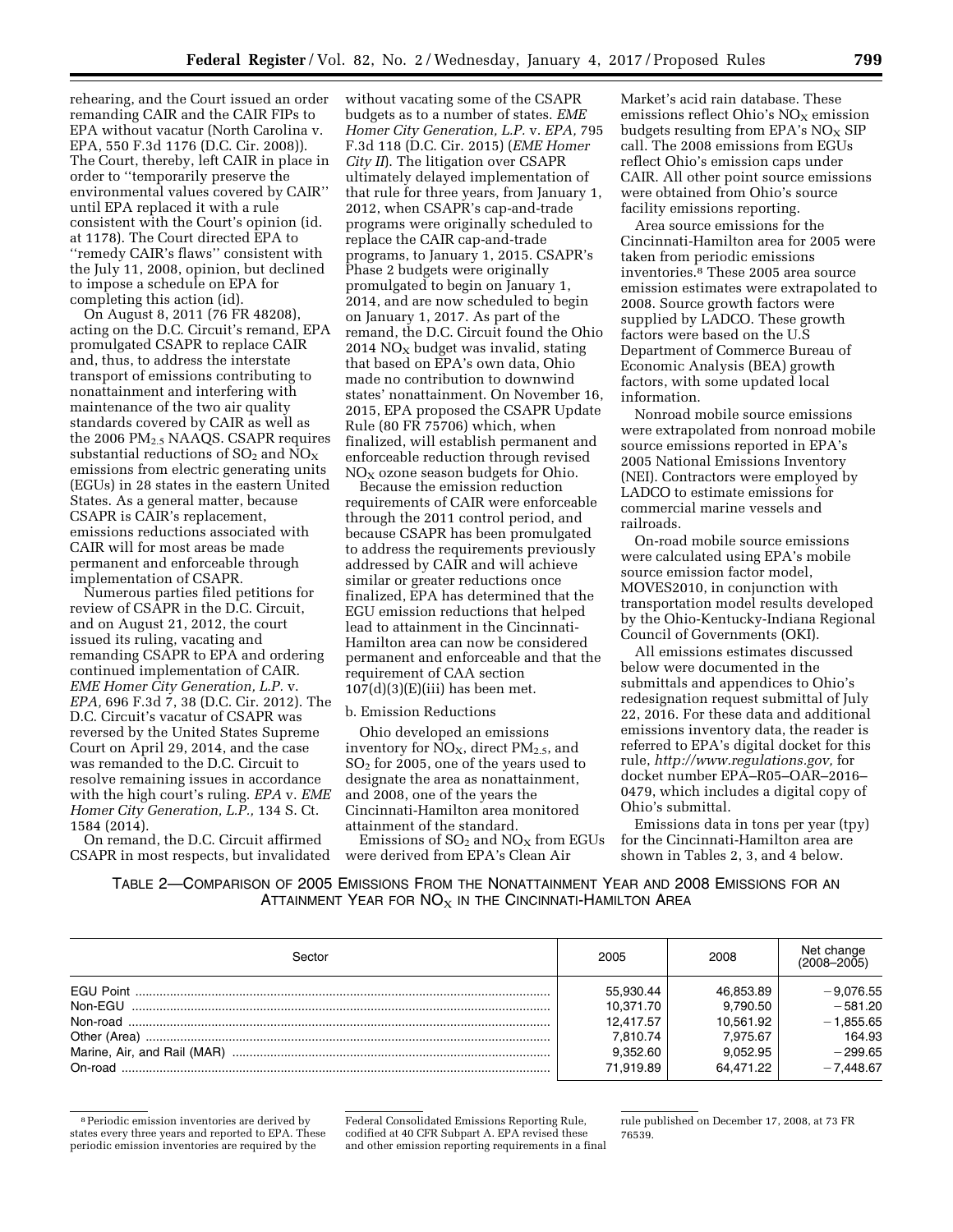rehearing, and the Court issued an order remanding CAIR and the CAIR FIPs to EPA without vacatur (North Carolina v. EPA, 550 F.3d 1176 (D.C. Cir. 2008)). The Court, thereby, left CAIR in place in order to ''temporarily preserve the environmental values covered by CAIR'' until EPA replaced it with a rule consistent with the Court's opinion (id. at 1178). The Court directed EPA to ''remedy CAIR's flaws'' consistent with the July 11, 2008, opinion, but declined to impose a schedule on EPA for completing this action (id).

On August 8, 2011 (76 FR 48208), acting on the D.C. Circuit's remand, EPA promulgated CSAPR to replace CAIR and, thus, to address the interstate transport of emissions contributing to nonattainment and interfering with maintenance of the two air quality standards covered by CAIR as well as the 2006 $PM_{2.5}$ NAAQS. CSAPR requires substantial reductions of $SO_2$ and $NO_X$ emissions from electric generating units (EGUs) in 28 states in the eastern United States. As a general matter, because CSAPR is CAIR's replacement, emissions reductions associated with CAIR will for most areas be made permanent and enforceable through implementation of CSAPR.

Numerous parties filed petitions for review of CSAPR in the D.C. Circuit, and on August 21, 2012, the court issued its ruling, vacating and remanding CSAPR to EPA and ordering continued implementation of CAIR. *EME Homer City Generation, L.P.* v. *EPA,* 696 F.3d 7, 38 (D.C. Cir. 2012). The D.C. Circuit's vacatur of CSAPR was reversed by the United States Supreme Court on April 29, 2014, and the case was remanded to the D.C. Circuit to resolve remaining issues in accordance with the high court's ruling. *EPA* v. *EME Homer City Generation, L.P.,* 134 S. Ct. 1584 (2014).

On remand, the D.C. Circuit affirmed CSAPR in most respects, but invalidated without vacating some of the CSAPR budgets as to a number of states. *EME Homer City Generation, L.P.* v. *EPA,* 795 F.3d 118 (D.C. Cir. 2015) (*EME Homer City II*). The litigation over CSAPR ultimately delayed implementation of that rule for three years, from January 1, 2012, when CSAPR's cap-and-trade programs were originally scheduled to replace the CAIR cap-and-trade programs, to January 1, 2015. CSAPR's Phase 2 budgets were originally promulgated to begin on January 1, 2014, and are now scheduled to begin on January 1, 2017. As part of the remand, the D.C. Circuit found the Ohio 2014 $NO_X$ budget was invalid, stating that based on EPA's own data, Ohio made no contribution to downwind states' nonattainment. On November 16, 2015, EPA proposed the CSAPR Update Rule (80 FR 75706) which, when finalized, will establish permanent and enforceable reduction through revised $NO_X$ ozone season budgets for Ohio.

Because the emission reduction requirements of CAIR were enforceable through the 2011 control period, and because CSAPR has been promulgated to address the requirements previously addressed by CAIR and will achieve similar or greater reductions once finalized, EPA has determined that the EGU emission reductions that helped lead to attainment in the Cincinnati-Hamilton area can now be considered permanent and enforceable and that the requirement of CAA section 107(d)(3)(E)(iii) has been met.

b. Emission Reductions

Ohio developed an emissions inventory for $NO_X$, direct $PM_{2.5}$, and $SO_2$ for 2005, one of the years used to designate the area as nonattainment, and 2008, one of the years the Cincinnati-Hamilton area monitored attainment of the standard.

Emissions of $SO_2$ and $NO_X$ from EGUs were derived from EPA's Clean Air Market's acid rain database. These emissions reflect Ohio's $NO_X$ emission budgets resulting from EPA's $NO_X$ SIP call. The 2008 emissions from EGUs reflect Ohio's emission caps under CAIR. All other point source emissions were obtained from Ohio's source facility emissions reporting.

Area source emissions for the Cincinnati-Hamilton area for 2005 were taken from periodic emissions inventories.[8] These 2005 area source emission estimates were extrapolated to 2008. Source growth factors were supplied by LADCO. These growth factors were based on the U.S Department of Commerce Bureau of Economic Analysis (BEA) growth factors, with some updated local information.

Nonroad mobile source emissions were extrapolated from nonroad mobile source emissions reported in EPA's 2005 National Emissions Inventory (NEI). Contractors were employed by LADCO to estimate emissions for commercial marine vessels and railroads.

On-road mobile source emissions were calculated using EPA's mobile source emission factor model, MOVES2010, in conjunction with transportation model results developed by the Ohio-Kentucky-Indiana Regional Council of Governments (OKI).

All emissions estimates discussed below were documented in the submittals and appendices to Ohio's redesignation request submittal of July 22, 2016. For these data and additional emissions inventory data, the reader is referred to EPA's digital docket for this rule, *http://www.regulations.gov,* for docket number EPA–R05–OAR–2016–0479, which includes a digital copy of Ohio's submittal.

Emissions data in tons per year (tpy) for the Cincinnati-Hamilton area are shown in Tables 2, 3, and 4 below.

TABLE 2—COMPARISON OF 2005 EMISSIONS FROM THE NONATTAINMENT YEAR AND 2008 EMISSIONS FOR AN ATTAINMENT YEAR FOR $NO_X$ IN THE CINCINNATI-HAMILTON AREA

| Sector | 2005 | 2008 | Net change (2008–2005) |
|---|---|---|---|
| EGU Point | 55,930.44 | 46,853.89 | −9,076.55 |
| Non-EGU | 10,371.70 | 9,790.50 | −581.20 |
| Non-road | 12,417.57 | 10,561.92 | −1,855.65 |
| Other (Area) | 7,810.74 | 7,975.67 | 164.93 |
| Marine, Air, and Rail (MAR) | 9,352.60 | 9,052.95 | −299.65 |
| On-road | 71,919.89 | 64,471.22 | −7,448.67 |

[8] Periodic emission inventories are derived by states every three years and reported to EPA. These periodic emission inventories are required by the Federal Consolidated Emissions Reporting Rule, codified at 40 CFR Subpart A. EPA revised these and other emission reporting requirements in a final rule published on December 17, 2008, at 73 FR 76539.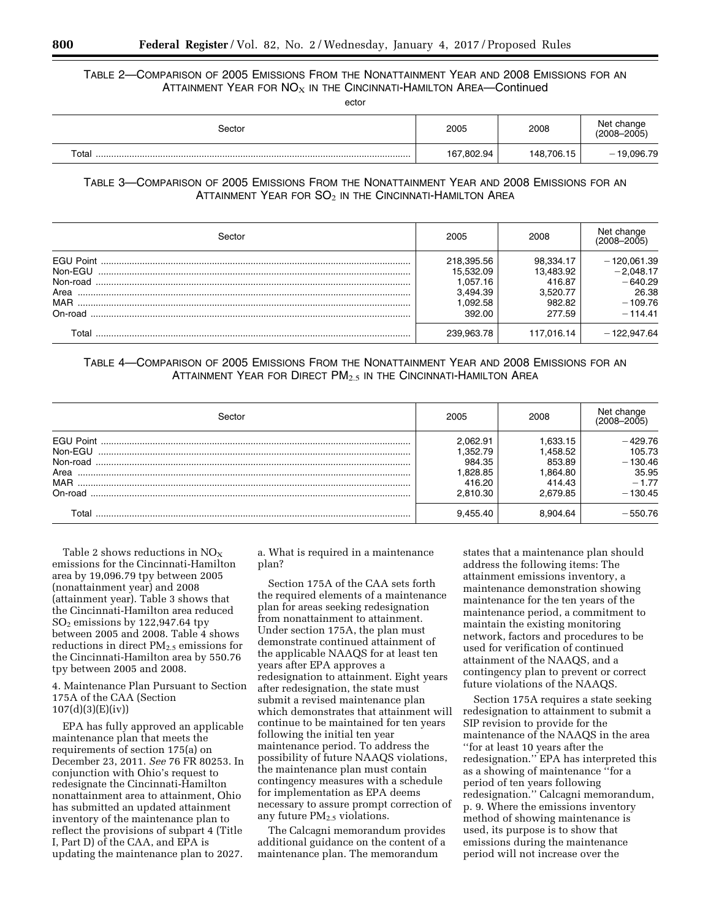### Table 2—Comparison of 2005 Emissions From the Nonattainment Year and 2008 Emissions for an Attainment Year for $NO_X$ in the Cincinnati-Hamilton Area—Continued

ector

| Sector | 2005 | 2008 | Net change (2008–2005) |
|---|---|---|---|
| Total | 167,802.94 | 148,706.15 | −19,096.79 |

### Table 3—Comparison of 2005 Emissions From the Nonattainment Year and 2008 Emissions for an Attainment Year for $SO_2$ in the Cincinnati-Hamilton Area

| Sector | 2005 | 2008 | Net change (2008–2005) |
|---|---|---|---|
| EGU Point | 218,395.56 | 98,334.17 | −120,061.39 |
| Non-EGU | 15,532.09 | 13,483.92 | −2,048.17 |
| Non-road | 1,057.16 | 416.87 | −640.29 |
| Area | 3,494.39 | 3,520.77 | 26.38 |
| MAR | 1,092.58 | 982.82 | −109.76 |
| On-road | 392.00 | 277.59 | −114.41 |
| Total | 239,963.78 | 117,016.14 | −122,947.64 |

### Table 4—Comparison of 2005 Emissions From the Nonattainment Year and 2008 Emissions for an Attainment Year for Direct $PM_{2.5}$ in the Cincinnati-Hamilton Area

| Sector | 2005 | 2008 | Net change (2008–2005) |
|---|---|---|---|
| EGU Point | 2,062.91 | 1,633.15 | −429.76 |
| Non-EGU | 1,352.79 | 1,458.52 | 105.73 |
| Non-road | 984.35 | 853.89 | −130.46 |
| Area | 1,828.85 | 1,864.80 | 35.95 |
| MAR | 416.20 | 414.43 | −1.77 |
| On-road | 2,810.30 | 2,679.85 | −130.45 |
| Total | 9,455.40 | 8,904.64 | −550.76 |

Table 2 shows reductions in $NO_X$ emissions for the Cincinnati-Hamilton area by 19,096.79 tpy between 2005 (nonattainment year) and 2008 (attainment year). Table 3 shows that the Cincinnati-Hamilton area reduced $SO_2$ emissions by 122,947.64 tpy between 2005 and 2008. Table 4 shows reductions in direct $PM_{2.5}$ emissions for the Cincinnati-Hamilton area by 550.76 tpy between 2005 and 2008.

4. Maintenance Plan Pursuant to Section 175A of the CAA (Section 107(d)(3)(E)(iv))

EPA has fully approved an applicable maintenance plan that meets the requirements of section 175(a) on December 23, 2011. *See* 76 FR 80253. In conjunction with Ohio's request to redesignate the Cincinnati-Hamilton nonattainment area to attainment, Ohio has submitted an updated attainment inventory of the maintenance plan to reflect the provisions of subpart 4 (Title I, Part D) of the CAA, and EPA is updating the maintenance plan to 2027.

a. What is required in a maintenance plan?

Section 175A of the CAA sets forth the required elements of a maintenance plan for areas seeking redesignation from nonattainment to attainment. Under section 175A, the plan must demonstrate continued attainment of the applicable NAAQS for at least ten years after EPA approves a redesignation to attainment. Eight years after redesignation, the state must submit a revised maintenance plan which demonstrates that attainment will continue to be maintained for ten years following the initial ten year maintenance period. To address the possibility of future NAAQS violations, the maintenance plan must contain contingency measures with a schedule for implementation as EPA deems necessary to assure prompt correction of any future $PM_{2.5}$ violations.

The Calcagni memorandum provides additional guidance on the content of a maintenance plan. The memorandum states that a maintenance plan should address the following items: The attainment emissions inventory, a maintenance demonstration showing maintenance for the ten years of the maintenance period, a commitment to maintain the existing monitoring network, factors and procedures to be used for verification of continued attainment of the NAAQS, and a contingency plan to prevent or correct future violations of the NAAQS.

Section 175A requires a state seeking redesignation to attainment to submit a SIP revision to provide for the maintenance of the NAAQS in the area "for at least 10 years after the redesignation." EPA has interpreted this as a showing of maintenance "for a period of ten years following redesignation." Calcagni memorandum, p. 9. Where the emissions inventory method of showing maintenance is used, its purpose is to show that emissions during the maintenance period will not increase over the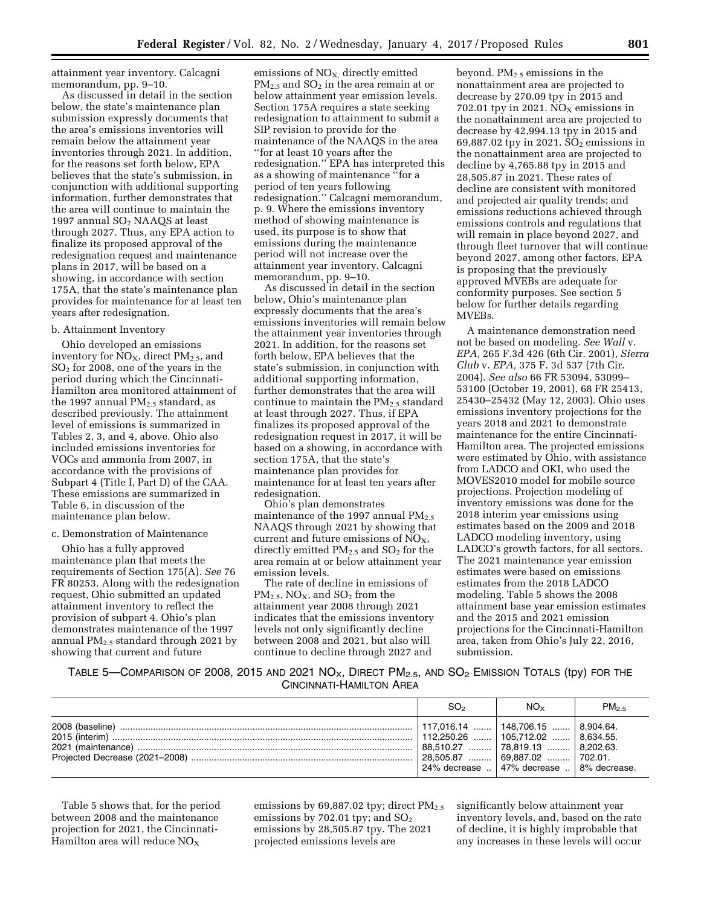attainment year inventory. Calcagni memorandum, pp. 9–10.

As discussed in detail in the section below, the state's maintenance plan submission expressly documents that the area's emissions inventories will remain below the attainment year inventories through 2021. In addition, for the reasons set forth below, EPA believes that the state's submission, in conjunction with additional supporting information, further demonstrates that the area will continue to maintain the 1997 annual $SO_2$ NAAQS at least through 2027. Thus, any EPA action to finalize its proposed approval of the redesignation request and maintenance plans in 2017, will be based on a showing, in accordance with section 175A, that the state's maintenance plan provides for maintenance for at least ten years after redesignation.

b. Attainment Inventory

Ohio developed an emissions inventory for $NO_X$, direct $PM_{2.5}$, and $SO_2$ for 2008, one of the years in the period during which the Cincinnati-Hamilton area monitored attainment of the 1997 annual $PM_{2.5}$ standard, as described previously. The attainment level of emissions is summarized in Tables 2, 3, and 4, above. Ohio also included emissions inventories for VOCs and ammonia from 2007, in accordance with the provisions of Subpart 4 (Title I, Part D) of the CAA. These emissions are summarized in Table 6, in discussion of the maintenance plan below.

c. Demonstration of Maintenance

Ohio has a fully approved maintenance plan that meets the requirements of Section 175(A). *See* 76 FR 80253. Along with the redesignation request, Ohio submitted an updated attainment inventory to reflect the provision of subpart 4. Ohio's plan demonstrates maintenance of the 1997 annual $PM_{2.5}$ standard through 2021 by showing that current and future emissions of $NO_X$, directly emitted $PM_{2.5}$ and $SO_2$ in the area remain at or below attainment year emission levels. Section 175A requires a state seeking redesignation to attainment to submit a SIP revision to provide for the maintenance of the NAAQS in the area "for at least 10 years after the redesignation." EPA has interpreted this as a showing of maintenance "for a period of ten years following redesignation." Calcagni memorandum, p. 9. Where the emissions inventory method of showing maintenance is used, its purpose is to show that emissions during the maintenance period will not increase over the attainment year inventory. Calcagni memorandum, pp. 9–10.

As discussed in detail in the section below, Ohio's maintenance plan expressly documents that the area's emissions inventories will remain below the attainment year inventories through 2021. In addition, for the reasons set forth below, EPA believes that the state's submission, in conjunction with additional supporting information, further demonstrates that the area will continue to maintain the $PM_{2.5}$ standard at least through 2027. Thus, if EPA finalizes its proposed approval of the redesignation request in 2017, it will be based on a showing, in accordance with section 175A, that the state's maintenance plan provides for maintenance for at least ten years after redesignation.

Ohio's plan demonstrates maintenance of the 1997 annual $PM_{2.5}$ NAAQS through 2021 by showing that current and future emissions of $NO_X$, directly emitted $PM_{2.5}$ and $SO_2$ for the area remain at or below attainment year emission levels.

The rate of decline in emissions of $PM_{2.5}$, $NO_X$, and $SO_2$ from the attainment year 2008 through 2021 indicates that the emissions inventory levels not only significantly decline between 2008 and 2021, but also will continue to decline through 2027 and beyond. $PM_{2.5}$ emissions in the nonattainment area are projected to decrease by 270.09 tpy in 2015 and 702.01 tpy in 2021. $NO_X$ emissions in the nonattainment area are projected to decrease by 42,994.13 tpy in 2015 and 69,887.02 tpy in 2021. $SO_2$ emissions in the nonattainment area are projected to decline by 4,765.88 tpy in 2015 and 28,505.87 in 2021. These rates of decline are consistent with monitored and projected air quality trends; and emissions reductions achieved through emissions controls and regulations that will remain in place beyond 2027, and through fleet turnover that will continue beyond 2027, among other factors. EPA is proposing that the previously approved MVEBs are adequate for conformity purposes. See section 5 below for further details regarding MVEBs.

A maintenance demonstration need not be based on modeling. *See Wall* v. *EPA,* 265 F.3d 426 (6th Cir. 2001), *Sierra Club* v. *EPA,* 375 F. 3d 537 (7th Cir. 2004). *See also* 66 FR 53094, 53099–53100 (October 19, 2001), 68 FR 25413, 25430–25432 (May 12, 2003). Ohio uses emissions inventory projections for the years 2018 and 2021 to demonstrate maintenance for the entire Cincinnati-Hamilton area. The projected emissions were estimated by Ohio, with assistance from LADCO and OKI, who used the MOVES2010 model for mobile source projections. Projection modeling of inventory emissions was done for the 2018 interim year emissions using estimates based on the 2009 and 2018 LADCO modeling inventory, using LADCO's growth factors, for all sectors. The 2021 maintenance year emission estimates were based on emissions estimates from the 2018 LADCO modeling. Table 5 shows the 2008 attainment base year emission estimates and the 2015 and 2021 emission projections for the Cincinnati-Hamilton area, taken from Ohio's July 22, 2016, submission.

TABLE 5—COMPARISON OF 2008, 2015 AND 2021 $NO_X$, DIRECT $PM_{2.5}$, AND $SO_2$ EMISSION TOTALS (tpy) FOR THE CINCINNATI-HAMILTON AREA

| | $SO_2$ | $NO_X$ | $PM_{2.5}$ |
|---|---|---|---|
| 2008 (baseline) | 117,016.14 | 148,706.15 | 8,904.64. |
| 2015 (interim) | 112,250.26 | 105,712.02 | 8,634.55. |
| 2021 (maintenance) | 88,510.27 | 78,819.13 | 8,202.63. |
| Projected Decrease (2021–2008) | 28,505.87<br>24% decrease | 69,887.02<br>47% decrease | 702.01.<br>8% decrease. |

Table 5 shows that, for the period between 2008 and the maintenance projection for 2021, the Cincinnati-Hamilton area will reduce $NO_X$ emissions by 69,887.02 tpy; direct $PM_{2.5}$ emissions by 702.01 tpy; and $SO_2$ emissions by 28,505.87 tpy. The 2021 projected emissions levels are significantly below attainment year inventory levels, and, based on the rate of decline, it is highly improbable that any increases in these levels will occur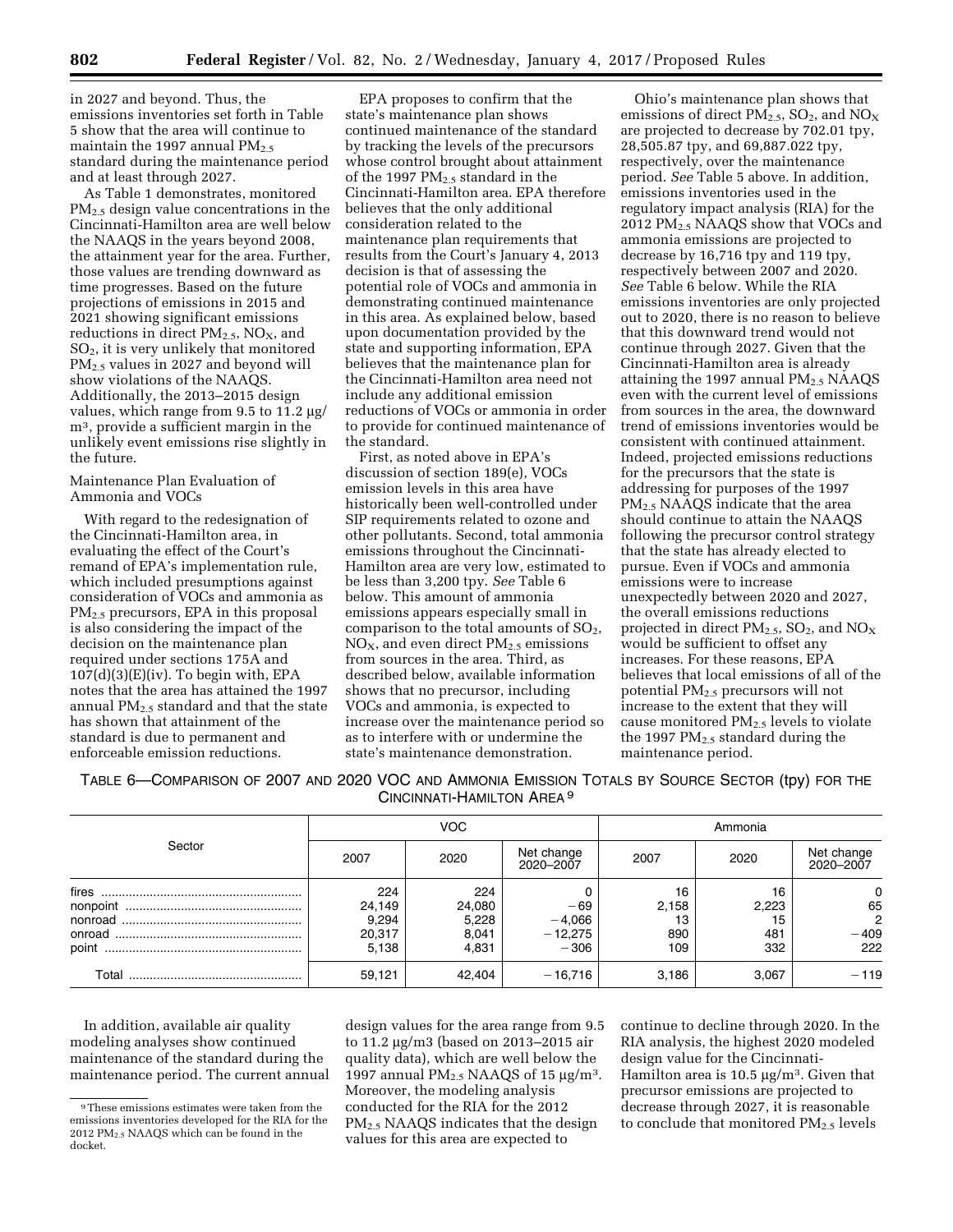in 2027 and beyond. Thus, the emissions inventories set forth in Table 5 show that the area will continue to maintain the 1997 annual $PM_{2.5}$ standard during the maintenance period and at least through 2027.

As Table 1 demonstrates, monitored $PM_{2.5}$ design value concentrations in the Cincinnati-Hamilton area are well below the NAAQS in the years beyond 2008, the attainment year for the area. Further, those values are trending downward as time progresses. Based on the future projections of emissions in 2015 and 2021 showing significant emissions reductions in direct $PM_{2.5}$, $NO_X$, and $SO_2$, it is very unlikely that monitored $PM_{2.5}$ values in 2027 and beyond will show violations of the NAAQS. Additionally, the 2013–2015 design values, which range from 9.5 to 11.2 µg/m³, provide a sufficient margin in the unlikely event emissions rise slightly in the future.

Maintenance Plan Evaluation of Ammonia and VOCs

With regard to the redesignation of the Cincinnati-Hamilton area, in evaluating the effect of the Court's remand of EPA's implementation rule, which included presumptions against consideration of VOCs and ammonia as $PM_{2.5}$ precursors, EPA in this proposal is also considering the impact of the decision on the maintenance plan required under sections 175A and 107(d)(3)(E)(iv). To begin with, EPA notes that the area has attained the 1997 annual $PM_{2.5}$ standard and that the state has shown that attainment of the standard is due to permanent and enforceable emission reductions.

EPA proposes to confirm that the state's maintenance plan shows continued maintenance of the standard by tracking the levels of the precursors whose control brought about attainment of the 1997 $PM_{2.5}$ standard in the Cincinnati-Hamilton area. EPA therefore believes that the only additional consideration related to the maintenance plan requirements that results from the Court's January 4, 2013 decision is that of assessing the potential role of VOCs and ammonia in demonstrating continued maintenance in this area. As explained below, based upon documentation provided by the state and supporting information, EPA believes that the maintenance plan for the Cincinnati-Hamilton area need not include any additional emission reductions of VOCs or ammonia in order to provide for continued maintenance of the standard.

First, as noted above in EPA's discussion of section 189(e), VOCs emission levels in this area have historically been well-controlled under SIP requirements related to ozone and other pollutants. Second, total ammonia emissions throughout the Cincinnati-Hamilton area are very low, estimated to be less than 3,200 tpy. *See* Table 6 below. This amount of ammonia emissions appears especially small in comparison to the total amounts of $SO_2$, $NO_X$, and even direct $PM_{2.5}$ emissions from sources in the area. Third, as described below, available information shows that no precursor, including VOCs and ammonia, is expected to increase over the maintenance period so as to interfere with or undermine the state's maintenance demonstration.

Ohio's maintenance plan shows that emissions of direct $PM_{2.5}$, $SO_2$, and $NO_X$ are projected to decrease by 702.01 tpy, 28,505.87 tpy, and 69,887.022 tpy, respectively, over the maintenance period. *See* Table 5 above. In addition, emissions inventories used in the regulatory impact analysis (RIA) for the 2012 $PM_{2.5}$ NAAQS show that VOCs and ammonia emissions are projected to decrease by 16,716 tpy and 119 tpy, respectively between 2007 and 2020. *See* Table 6 below. While the RIA emissions inventories are only projected out to 2020, there is no reason to believe that this downward trend would not continue through 2027. Given that the Cincinnati-Hamilton area is already attaining the 1997 annual $PM_{2.5}$ NAAQS even with the current level of emissions from sources in the area, the downward trend of emissions inventories would be consistent with continued attainment. Indeed, projected emissions reductions for the precursors that the state is addressing for purposes of the 1997 $PM_{2.5}$ NAAQS indicate that the area should continue to attain the NAAQS following the precursor control strategy that the state has already elected to pursue. Even if VOCs and ammonia emissions were to increase unexpectedly between 2020 and 2027, the overall emissions reductions projected in direct $PM_{2.5}$, $SO_2$, and $NO_X$ would be sufficient to offset any increases. For these reasons, EPA believes that local emissions of all of the potential $PM_{2.5}$ precursors will not increase to the extent that they will cause monitored $PM_{2.5}$ levels to violate the 1997 $PM_{2.5}$ standard during the maintenance period.

TABLE 6—COMPARISON OF 2007 AND 2020 VOC AND AMMONIA EMISSION TOTALS BY SOURCE SECTOR (tpy) FOR THE CINCINNATI-HAMILTON AREA [9]

| Sector | VOC | | | Ammonia | | |
|---|---|---|---|---|---|---|
| | 2007 | 2020 | Net change 2020–2007 | 2007 | 2020 | Net change 2020–2007 |
| fires | 224 | 224 | 0 | 16 | 16 | 0 |
| nonpoint | 24,149 | 24,080 | −69 | 2,158 | 2,223 | 65 |
| nonroad | 9,294 | 5,228 | −4,066 | 13 | 15 | 2 |
| onroad | 20,317 | 8,041 | −12,275 | 890 | 481 | −409 |
| point | 5,138 | 4,831 | −306 | 109 | 332 | 222 |
| Total | 59,121 | 42,404 | −16,716 | 3,186 | 3,067 | −119 |

In addition, available air quality modeling analyses show continued maintenance of the standard during the maintenance period. The current annual design values for the area range from 9.5 to 11.2 µg/m3 (based on 2013–2015 air quality data), which are well below the 1997 annual $PM_{2.5}$ NAAQS of 15 µg/m³. Moreover, the modeling analysis conducted for the RIA for the 2012 $PM_{2.5}$ NAAQS indicates that the design values for this area are expected to continue to decline through 2020. In the RIA analysis, the highest 2020 modeled design value for the Cincinnati-Hamilton area is 10.5 µg/m³. Given that precursor emissions are projected to decrease through 2027, it is reasonable to conclude that monitored $PM_{2.5}$ levels

[9] These emissions estimates were taken from the emissions inventories developed for the RIA for the 2012 $PM_{2.5}$ NAAQS which can be found in the docket.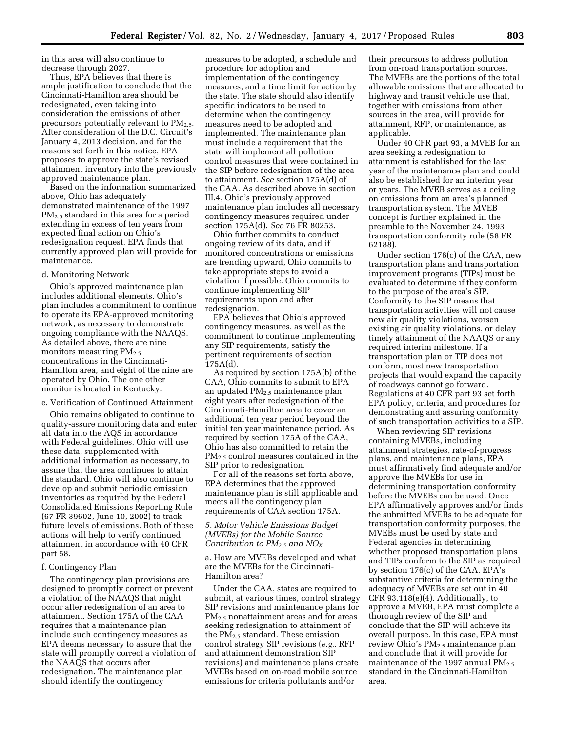in this area will also continue to decrease through 2027.

Thus, EPA believes that there is ample justification to conclude that the Cincinnati-Hamilton area should be redesignated, even taking into consideration the emissions of other precursors potentially relevant to $PM_{2.5}$. After consideration of the D.C. Circuit's January 4, 2013 decision, and for the reasons set forth in this notice, EPA proposes to approve the state's revised attainment inventory into the previously approved maintenance plan.

Based on the information summarized above, Ohio has adequately demonstrated maintenance of the 1997 $PM_{2.5}$ standard in this area for a period extending in excess of ten years from expected final action on Ohio's redesignation request. EPA finds that currently approved plan will provide for maintenance.

d. Monitoring Network

Ohio's approved maintenance plan includes additional elements. Ohio's plan includes a commitment to continue to operate its EPA-approved monitoring network, as necessary to demonstrate ongoing compliance with the NAAQS. As detailed above, there are nine monitors measuring $PM_{2.5}$ concentrations in the Cincinnati-Hamilton area, and eight of the nine are operated by Ohio. The one other monitor is located in Kentucky.

e. Verification of Continued Attainment

Ohio remains obligated to continue to quality-assure monitoring data and enter all data into the AQS in accordance with Federal guidelines. Ohio will use these data, supplemented with additional information as necessary, to assure that the area continues to attain the standard. Ohio will also continue to develop and submit periodic emission inventories as required by the Federal Consolidated Emissions Reporting Rule (67 FR 39602, June 10, 2002) to track future levels of emissions. Both of these actions will help to verify continued attainment in accordance with 40 CFR part 58.

f. Contingency Plan

The contingency plan provisions are designed to promptly correct or prevent a violation of the NAAQS that might occur after redesignation of an area to attainment. Section 175A of the CAA requires that a maintenance plan include such contingency measures as EPA deems necessary to assure that the state will promptly correct a violation of the NAAQS that occurs after redesignation. The maintenance plan should identify the contingency measures to be adopted, a schedule and procedure for adoption and implementation of the contingency measures, and a time limit for action by the state. The state should also identify specific indicators to be used to determine when the contingency measures need to be adopted and implemented. The maintenance plan must include a requirement that the state will implement all pollution control measures that were contained in the SIP before redesignation of the area to attainment. *See* section 175A(d) of the CAA. As described above in section III.4, Ohio's previously approved maintenance plan includes all necessary contingency measures required under section 175A(d). *See* 76 FR 80253.

Ohio further commits to conduct ongoing review of its data, and if monitored concentrations or emissions are trending upward, Ohio commits to take appropriate steps to avoid a violation if possible. Ohio commits to continue implementing SIP requirements upon and after redesignation.

EPA believes that Ohio's approved contingency measures, as well as the commitment to continue implementing any SIP requirements, satisfy the pertinent requirements of section 175A(d).

As required by section 175A(b) of the CAA, Ohio commits to submit to EPA an updated $PM_{2.5}$ maintenance plan eight years after redesignation of the Cincinnati-Hamilton area to cover an additional ten year period beyond the initial ten year maintenance period. As required by section 175A of the CAA, Ohio has also committed to retain the $PM_{2.5}$ control measures contained in the SIP prior to redesignation.

For all of the reasons set forth above, EPA determines that the approved maintenance plan is still applicable and meets all the contingency plan requirements of CAA section 175A.

*5. Motor Vehicle Emissions Budget (MVEBs) for the Mobile Source Contribution to $PM_{2.5}$ and $NO_X$*

a. How are MVEBs developed and what are the MVEBs for the Cincinnati-Hamilton area?

Under the CAA, states are required to submit, at various times, control strategy SIP revisions and maintenance plans for $PM_{2.5}$ nonattainment areas and for areas seeking redesignation to attainment of the $PM_{2.5}$ standard. These emission control strategy SIP revisions (*e.g.,* RFP and attainment demonstration SIP revisions) and maintenance plans create MVEBs based on on-road mobile source emissions for criteria pollutants and/or their precursors to address pollution from on-road transportation sources. The MVEBs are the portions of the total allowable emissions that are allocated to highway and transit vehicle use that, together with emissions from other sources in the area, will provide for attainment, RFP, or maintenance, as applicable.

Under 40 CFR part 93, a MVEB for an area seeking a redesignation to attainment is established for the last year of the maintenance plan and could also be established for an interim year or years. The MVEB serves as a ceiling on emissions from an area's planned transportation system. The MVEB concept is further explained in the preamble to the November 24, 1993 transportation conformity rule (58 FR 62188).

Under section 176(c) of the CAA, new transportation plans and transportation improvement programs (TIPs) must be evaluated to determine if they conform to the purpose of the area's SIP. Conformity to the SIP means that transportation activities will not cause new air quality violations, worsen existing air quality violations, or delay timely attainment of the NAAQS or any required interim milestone. If a transportation plan or TIP does not conform, most new transportation projects that would expand the capacity of roadways cannot go forward. Regulations at 40 CFR part 93 set forth EPA policy, criteria, and procedures for demonstrating and assuring conformity of such transportation activities to a SIP.

When reviewing SIP revisions containing MVEBs, including attainment strategies, rate-of-progress plans, and maintenance plans, EPA must affirmatively find adequate and/or approve the MVEBs for use in determining transportation conformity before the MVEBs can be used. Once EPA affirmatively approves and/or finds the submitted MVEBs to be adequate for transportation conformity purposes, the MVEBs must be used by state and Federal agencies in determining whether proposed transportation plans and TIPs conform to the SIP as required by section 176(c) of the CAA. EPA's substantive criteria for determining the adequacy of MVEBs are set out in 40 CFR 93.118(e)(4). Additionally, to approve a MVEB, EPA must complete a thorough review of the SIP and conclude that the SIP will achieve its overall purpose. In this case, EPA must review Ohio's $PM_{2.5}$ maintenance plan and conclude that it will provide for maintenance of the 1997 annual $PM_{2.5}$ standard in the Cincinnati-Hamilton area.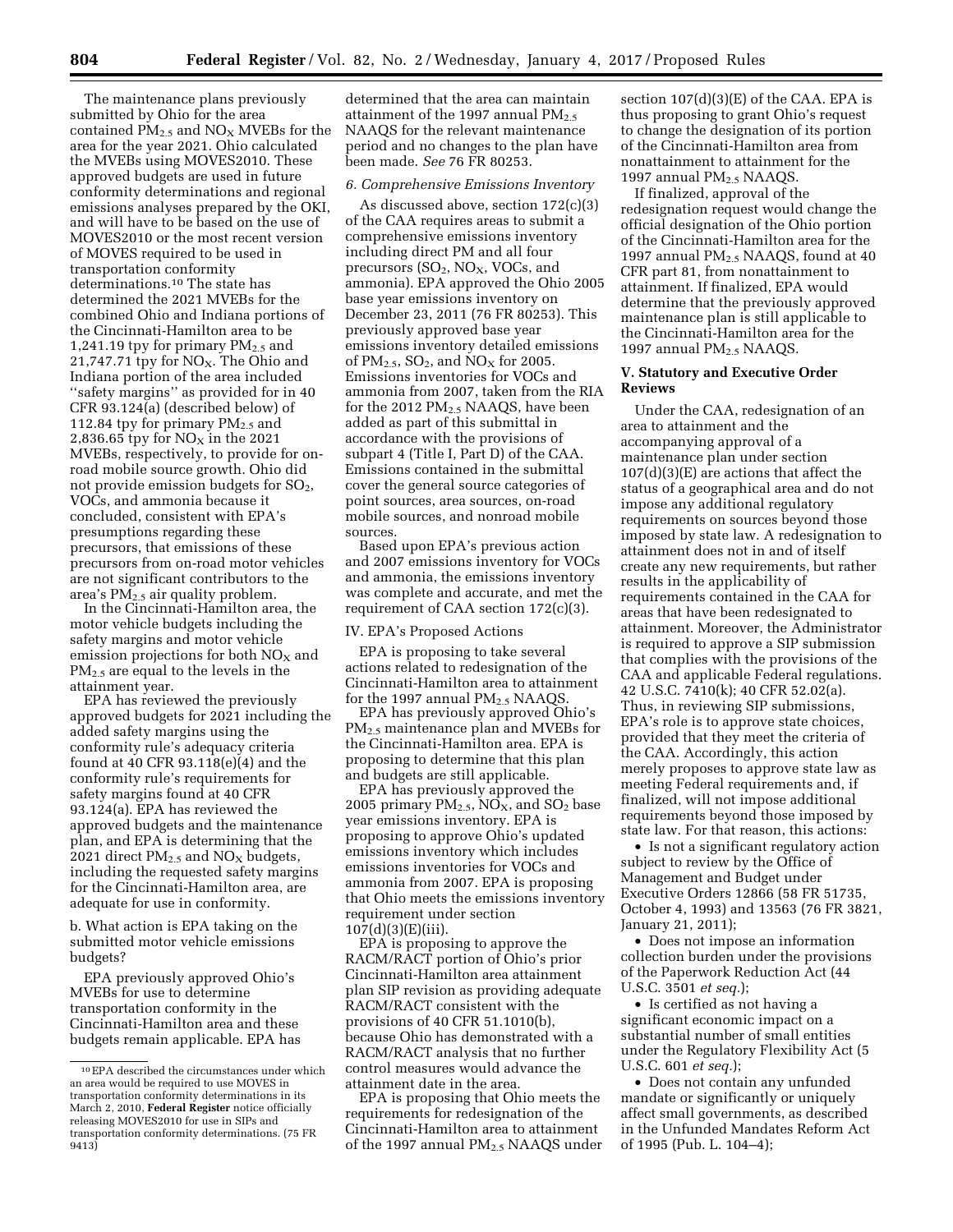The maintenance plans previously submitted by Ohio for the area contained $PM_{2.5}$ and $NO_X$ MVEBs for the area for the year 2021. Ohio calculated the MVEBs using MOVES2010. These approved budgets are used in future conformity determinations and regional emissions analyses prepared by the OKI, and will have to be based on the use of MOVES2010 or the most recent version of MOVES required to be used in transportation conformity determinations.[10] The state has determined the 2021 MVEBs for the combined Ohio and Indiana portions of the Cincinnati-Hamilton area to be 1,241.19 tpy for primary $PM_{2.5}$ and 21,747.71 tpy for $NO_X$. The Ohio and Indiana portion of the area included ''safety margins'' as provided for in 40 CFR 93.124(a) (described below) of 112.84 tpy for primary $PM_{2.5}$ and 2,836.65 tpy for $NO_X$ in the 2021 MVEBs, respectively, to provide for on-road mobile source growth. Ohio did not provide emission budgets for $SO_2$, VOCs, and ammonia because it concluded, consistent with EPA's presumptions regarding these precursors, that emissions of these precursors from on-road motor vehicles are not significant contributors to the area's $PM_{2.5}$ air quality problem.

In the Cincinnati-Hamilton area, the motor vehicle budgets including the safety margins and motor vehicle emission projections for both $NO_X$ and $PM_{2.5}$ are equal to the levels in the attainment year.

EPA has reviewed the previously approved budgets for 2021 including the added safety margins using the conformity rule's adequacy criteria found at 40 CFR 93.118(e)(4) and the conformity rule's requirements for safety margins found at 40 CFR 93.124(a). EPA has reviewed the approved budgets and the maintenance plan, and EPA is determining that the 2021 direct $PM_{2.5}$ and $NO_X$ budgets, including the requested safety margins for the Cincinnati-Hamilton area, are adequate for use in conformity.

b. What action is EPA taking on the submitted motor vehicle emissions budgets?

EPA previously approved Ohio's MVEBs for use to determine transportation conformity in the Cincinnati-Hamilton area and these budgets remain applicable. EPA has determined that the area can maintain attainment of the 1997 annual $PM_{2.5}$ NAAQS for the relevant maintenance period and no changes to the plan have been made. *See* 76 FR 80253.

*6. Comprehensive Emissions Inventory*

As discussed above, section 172(c)(3) of the CAA requires areas to submit a comprehensive emissions inventory including direct PM and all four precursors ($SO_2$, $NO_X$, VOCs, and ammonia). EPA approved the Ohio 2005 base year emissions inventory on December 23, 2011 (76 FR 80253). This previously approved base year emissions inventory detailed emissions of $PM_{2.5}$, $SO_2$, and $NO_X$ for 2005. Emissions inventories for VOCs and ammonia from 2007, taken from the RIA for the 2012 $PM_{2.5}$ NAAQS, have been added as part of this submittal in accordance with the provisions of subpart 4 (Title I, Part D) of the CAA. Emissions contained in the submittal cover the general source categories of point sources, area sources, on-road mobile sources, and nonroad mobile sources.

Based upon EPA's previous action and 2007 emissions inventory for VOCs and ammonia, the emissions inventory was complete and accurate, and met the requirement of CAA section 172(c)(3).

IV. EPA's Proposed Actions

EPA is proposing to take several actions related to redesignation of the Cincinnati-Hamilton area to attainment for the 1997 annual $PM_{2.5}$ NAAQS.

EPA has previously approved Ohio's $PM_{2.5}$ maintenance plan and MVEBs for the Cincinnati-Hamilton area. EPA is proposing to determine that this plan and budgets are still applicable.

EPA has previously approved the 2005 primary $PM_{2.5}$, $NO_X$, and $SO_2$ base year emissions inventory. EPA is proposing to approve Ohio's updated emissions inventory which includes emissions inventories for VOCs and ammonia from 2007. EPA is proposing that Ohio meets the emissions inventory requirement under section 107(d)(3)(E)(iii).

EPA is proposing to approve the RACM/RACT portion of Ohio's prior Cincinnati-Hamilton area attainment plan SIP revision as providing adequate RACM/RACT consistent with the provisions of 40 CFR 51.1010(b), because Ohio has demonstrated with a RACM/RACT analysis that no further control measures would advance the attainment date in the area.

EPA is proposing that Ohio meets the requirements for redesignation of the Cincinnati-Hamilton area to attainment of the 1997 annual $PM_{2.5}$ NAAQS under section 107(d)(3)(E) of the CAA. EPA is thus proposing to grant Ohio's request to change the designation of its portion of the Cincinnati-Hamilton area from nonattainment to attainment for the 1997 annual $PM_{2.5}$ NAAQS.

If finalized, approval of the redesignation request would change the official designation of the Ohio portion of the Cincinnati-Hamilton area for the 1997 annual $PM_{2.5}$ NAAQS, found at 40 CFR part 81, from nonattainment to attainment. If finalized, EPA would determine that the previously approved maintenance plan is still applicable to the Cincinnati-Hamilton area for the 1997 annual $PM_{2.5}$ NAAQS.

## V. Statutory and Executive Order Reviews

Under the CAA, redesignation of an area to attainment and the accompanying approval of a maintenance plan under section 107(d)(3)(E) are actions that affect the status of a geographical area and do not impose any additional regulatory requirements on sources beyond those imposed by state law. A redesignation to attainment does not in and of itself create any new requirements, but rather results in the applicability of requirements contained in the CAA for areas that have been redesignated to attainment. Moreover, the Administrator is required to approve a SIP submission that complies with the provisions of the CAA and applicable Federal regulations. 42 U.S.C. 7410(k); 40 CFR 52.02(a). Thus, in reviewing SIP submissions, EPA's role is to approve state choices, provided that they meet the criteria of the CAA. Accordingly, this action merely proposes to approve state law as meeting Federal requirements and, if finalized, will not impose additional requirements beyond those imposed by state law. For that reason, this actions:

- Is not a significant regulatory action subject to review by the Office of Management and Budget under Executive Orders 12866 (58 FR 51735, October 4, 1993) and 13563 (76 FR 3821, January 21, 2011);
- Does not impose an information collection burden under the provisions of the Paperwork Reduction Act (44 U.S.C. 3501 *et seq.*);
- Is certified as not having a significant economic impact on a substantial number of small entities under the Regulatory Flexibility Act (5 U.S.C. 601 *et seq.*);
- Does not contain any unfunded mandate or significantly or uniquely affect small governments, as described in the Unfunded Mandates Reform Act of 1995 (Pub. L. 104–4);

[10] EPA described the circumstances under which an area would be required to use MOVES in transportation conformity determinations in its March 2, 2010, **Federal Register** notice officially releasing MOVES2010 for use in SIPs and transportation conformity determinations. (75 FR 9413)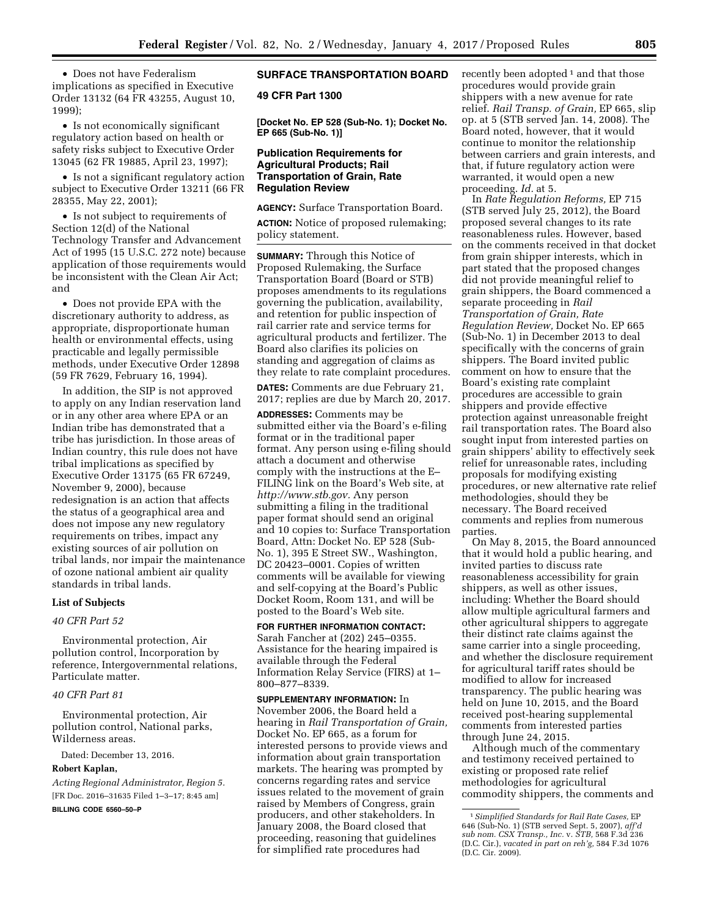- Does not have Federalism implications as specified in Executive Order 13132 (64 FR 43255, August 10, 1999);
- Is not economically significant regulatory action based on health or safety risks subject to Executive Order 13045 (62 FR 19885, April 23, 1997);
- Is not a significant regulatory action subject to Executive Order 13211 (66 FR 28355, May 22, 2001);
- Is not subject to requirements of Section 12(d) of the National Technology Transfer and Advancement Act of 1995 (15 U.S.C. 272 note) because application of those requirements would be inconsistent with the Clean Air Act; and
- Does not provide EPA with the discretionary authority to address, as appropriate, disproportionate human health or environmental effects, using practicable and legally permissible methods, under Executive Order 12898 (59 FR 7629, February 16, 1994).

In addition, the SIP is not approved to apply on any Indian reservation land or in any other area where EPA or an Indian tribe has demonstrated that a tribe has jurisdiction. In those areas of Indian country, this rule does not have tribal implications as specified by Executive Order 13175 (65 FR 67249, November 9, 2000), because redesignation is an action that affects the status of a geographical area and does not impose any new regulatory requirements on tribes, impact any existing sources of air pollution on tribal lands, nor impair the maintenance of ozone national ambient air quality standards in tribal lands.

### List of Subjects

*40 CFR Part 52*

Environmental protection, Air pollution control, Incorporation by reference, Intergovernmental relations, Particulate matter.

*40 CFR Part 81*

Environmental protection, Air pollution control, National parks, Wilderness areas.

Dated: December 13, 2016.

**Robert Kaplan,**

*Acting Regional Administrator, Region 5.*

[FR Doc. 2016–31635 Filed 1–3–17; 8:45 am]

**BILLING CODE 6560–50–P**

## SURFACE TRANSPORTATION BOARD

### 49 CFR Part 1300

**[Docket No. EP 528 (Sub-No. 1); Docket No. EP 665 (Sub-No. 1)]**

### Publication Requirements for Agricultural Products; Rail Transportation of Grain, Rate Regulation Review

**AGENCY:** Surface Transportation Board.

**ACTION:** Notice of proposed rulemaking; policy statement.

**SUMMARY:** Through this Notice of Proposed Rulemaking, the Surface Transportation Board (Board or STB) proposes amendments to its regulations governing the publication, availability, and retention for public inspection of rail carrier rate and service terms for agricultural products and fertilizer. The Board also clarifies its policies on standing and aggregation of claims as they relate to rate complaint procedures.

**DATES:** Comments are due February 21, 2017; replies are due by March 20, 2017.

**ADDRESSES:** Comments may be submitted either via the Board's e-filing format or in the traditional paper format. Any person using e-filing should attach a document and otherwise comply with the instructions at the E–FILING link on the Board's Web site, at *http://www.stb.gov.* Any person submitting a filing in the traditional paper format should send an original and 10 copies to: Surface Transportation Board, Attn: Docket No. EP 528 (Sub-No. 1), 395 E Street SW., Washington, DC 20423–0001. Copies of written comments will be available for viewing and self-copying at the Board's Public Docket Room, Room 131, and will be posted to the Board's Web site.

**FOR FURTHER INFORMATION CONTACT:** Sarah Fancher at (202) 245–0355. Assistance for the hearing impaired is available through the Federal Information Relay Service (FIRS) at 1–800–877–8339.

**SUPPLEMENTARY INFORMATION:** In November 2006, the Board held a hearing in *Rail Transportation of Grain,* Docket No. EP 665, as a forum for interested persons to provide views and information about grain transportation markets. The hearing was prompted by concerns regarding rates and service issues related to the movement of grain raised by Members of Congress, grain producers, and other stakeholders. In January 2008, the Board closed that proceeding, reasoning that guidelines for simplified rate procedures had recently been adopted [1] and that those procedures would provide grain shippers with a new avenue for rate relief. *Rail Transp. of Grain,* EP 665, slip op. at 5 (STB served Jan. 14, 2008). The Board noted, however, that it would continue to monitor the relationship between carriers and grain interests, and that, if future regulatory action were warranted, it would open a new proceeding. *Id.* at 5.

In *Rate Regulation Reforms,* EP 715 (STB served July 25, 2012), the Board proposed several changes to its rate reasonableness rules. However, based on the comments received in that docket from grain shipper interests, which in part stated that the proposed changes did not provide meaningful relief to grain shippers, the Board commenced a separate proceeding in *Rail Transportation of Grain, Rate Regulation Review,* Docket No. EP 665 (Sub-No. 1) in December 2013 to deal specifically with the concerns of grain shippers. The Board invited public comment on how to ensure that the Board's existing rate complaint procedures are accessible to grain shippers and provide effective protection against unreasonable freight rail transportation rates. The Board also sought input from interested parties on grain shippers' ability to effectively seek relief for unreasonable rates, including proposals for modifying existing procedures, or new alternative rate relief methodologies, should they be necessary. The Board received comments and replies from numerous parties.

On May 8, 2015, the Board announced that it would hold a public hearing, and invited parties to discuss rate reasonableness accessibility for grain shippers, as well as other issues, including: Whether the Board should allow multiple agricultural farmers and other agricultural shippers to aggregate their distinct rate claims against the same carrier into a single proceeding, and whether the disclosure requirement for agricultural tariff rates should be modified to allow for increased transparency. The public hearing was held on June 10, 2015, and the Board received post-hearing supplemental comments from interested parties through June 24, 2015.

Although much of the commentary and testimony received pertained to existing or proposed rate relief methodologies for agricultural commodity shippers, the comments and

[1] *Simplified Standards for Rail Rate Cases,* EP 646 (Sub-No. 1) (STB served Sept. 5, 2007), *aff'd sub nom. CSX Transp., Inc.* v. *STB,* 568 F.3d 236 (D.C. Cir.), *vacated in part on reh'g,* 584 F.3d 1076 (D.C. Cir. 2009).